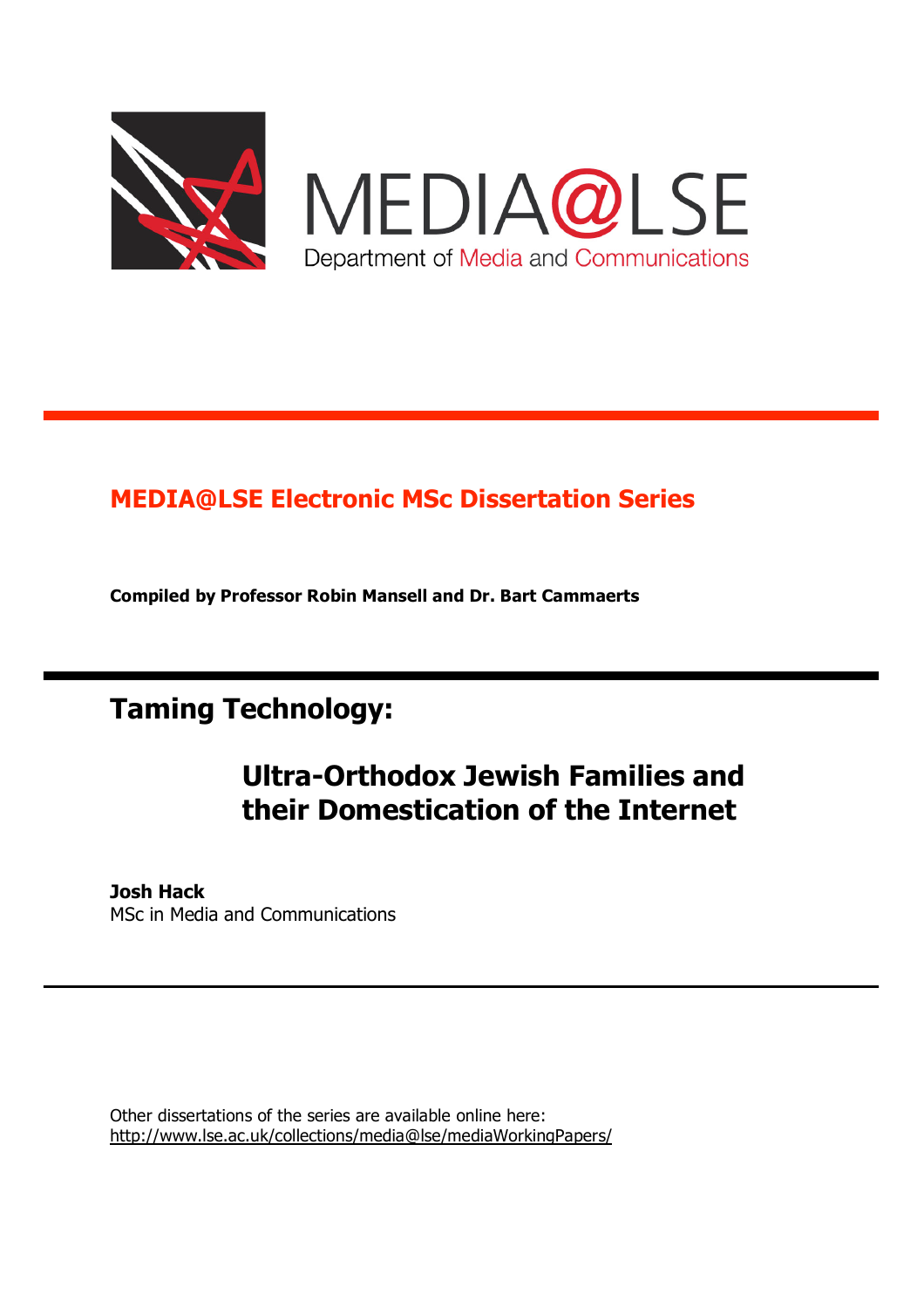MEDIA@LSE

Department of Media and Communications

## MEDIA@LSE Electronic MSc Dissertation Series

**Compiled by Professor Robin Mansell and Dr. Bart Cammaerts**

# Taming Technology:

## Ultra-Orthodox Jewish Families and their Domestication of the Internet

**Josh Hack**
MSc in Media and Communications

Other dissertations of the series are available online here:
http://www.lse.ac.uk/collections/media@lse/mediaWorkingPapers/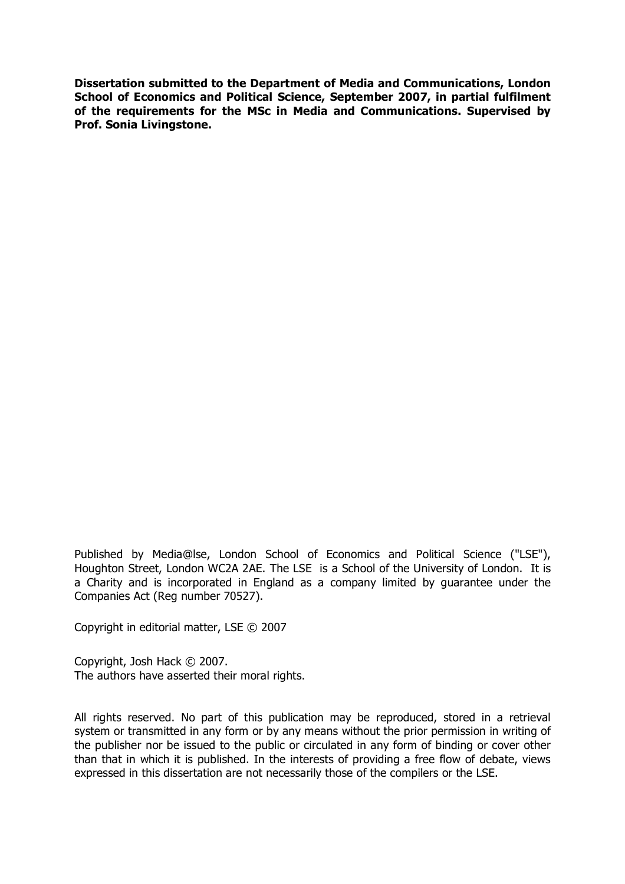**Dissertation submitted to the Department of Media and Communications, London School of Economics and Political Science, September 2007, in partial fulfilment of the requirements for the MSc in Media and Communications. Supervised by Prof. Sonia Livingstone.**

Published by Media@lse, London School of Economics and Political Science ("LSE"), Houghton Street, London WC2A 2AE. The LSE is a School of the University of London. It is a Charity and is incorporated in England as a company limited by guarantee under the Companies Act (Reg number 70527).

Copyright in editorial matter, LSE © 2007

Copyright, Josh Hack © 2007.
The authors have asserted their moral rights.

All rights reserved. No part of this publication may be reproduced, stored in a retrieval system or transmitted in any form or by any means without the prior permission in writing of the publisher nor be issued to the public or circulated in any form of binding or cover other than that in which it is published. In the interests of providing a free flow of debate, views expressed in this dissertation are not necessarily those of the compilers or the LSE.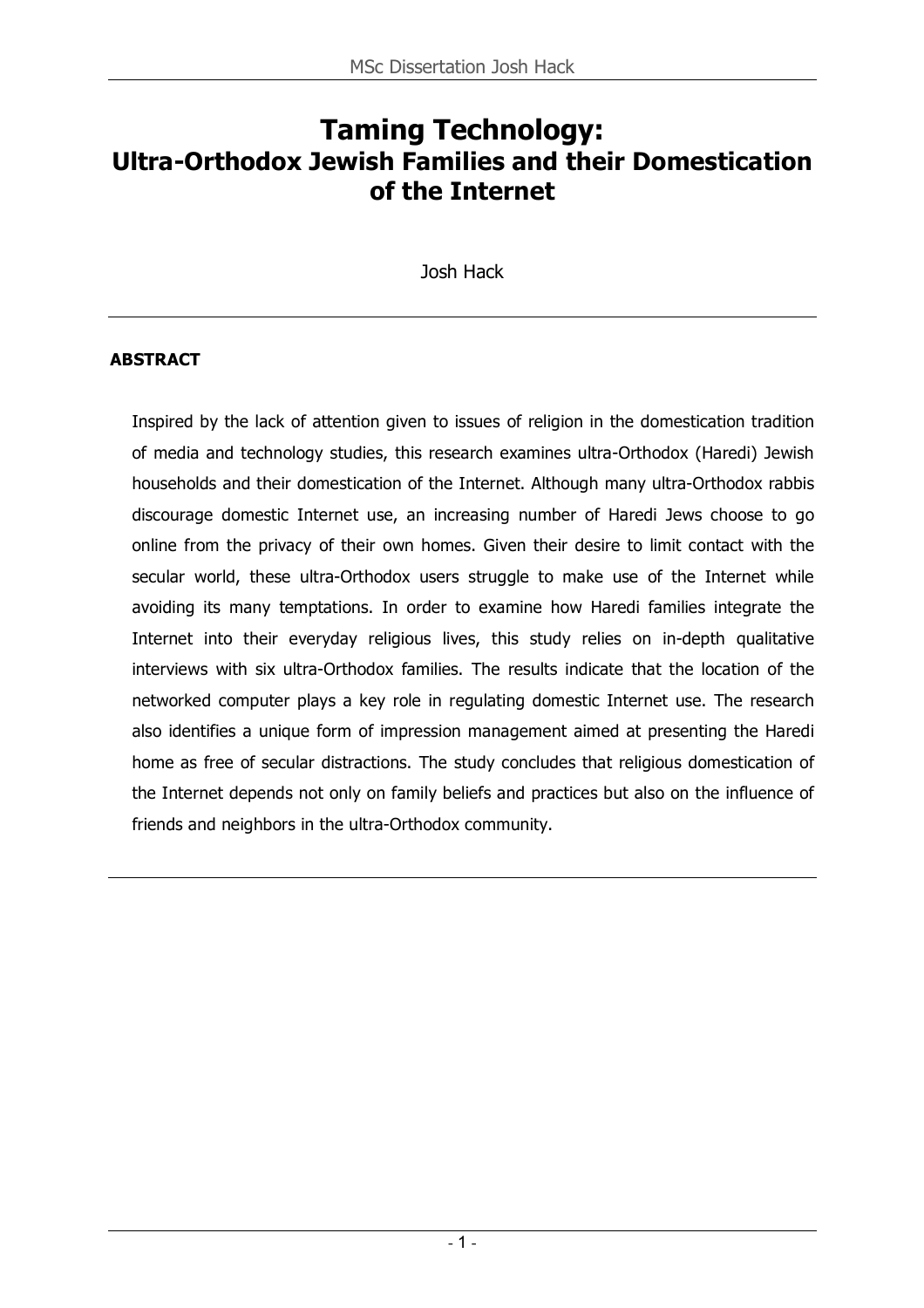# Taming Technology:
## Ultra-Orthodox Jewish Families and their Domestication of the Internet

Josh Hack

---

**ABSTRACT**

Inspired by the lack of attention given to issues of religion in the domestication tradition of media and technology studies, this research examines ultra-Orthodox (Haredi) Jewish households and their domestication of the Internet. Although many ultra-Orthodox rabbis discourage domestic Internet use, an increasing number of Haredi Jews choose to go online from the privacy of their own homes. Given their desire to limit contact with the secular world, these ultra-Orthodox users struggle to make use of the Internet while avoiding its many temptations. In order to examine how Haredi families integrate the Internet into their everyday religious lives, this study relies on in-depth qualitative interviews with six ultra-Orthodox families. The results indicate that the location of the networked computer plays a key role in regulating domestic Internet use. The research also identifies a unique form of impression management aimed at presenting the Haredi home as free of secular distractions. The study concludes that religious domestication of the Internet depends not only on family beliefs and practices but also on the influence of friends and neighbors in the ultra-Orthodox community.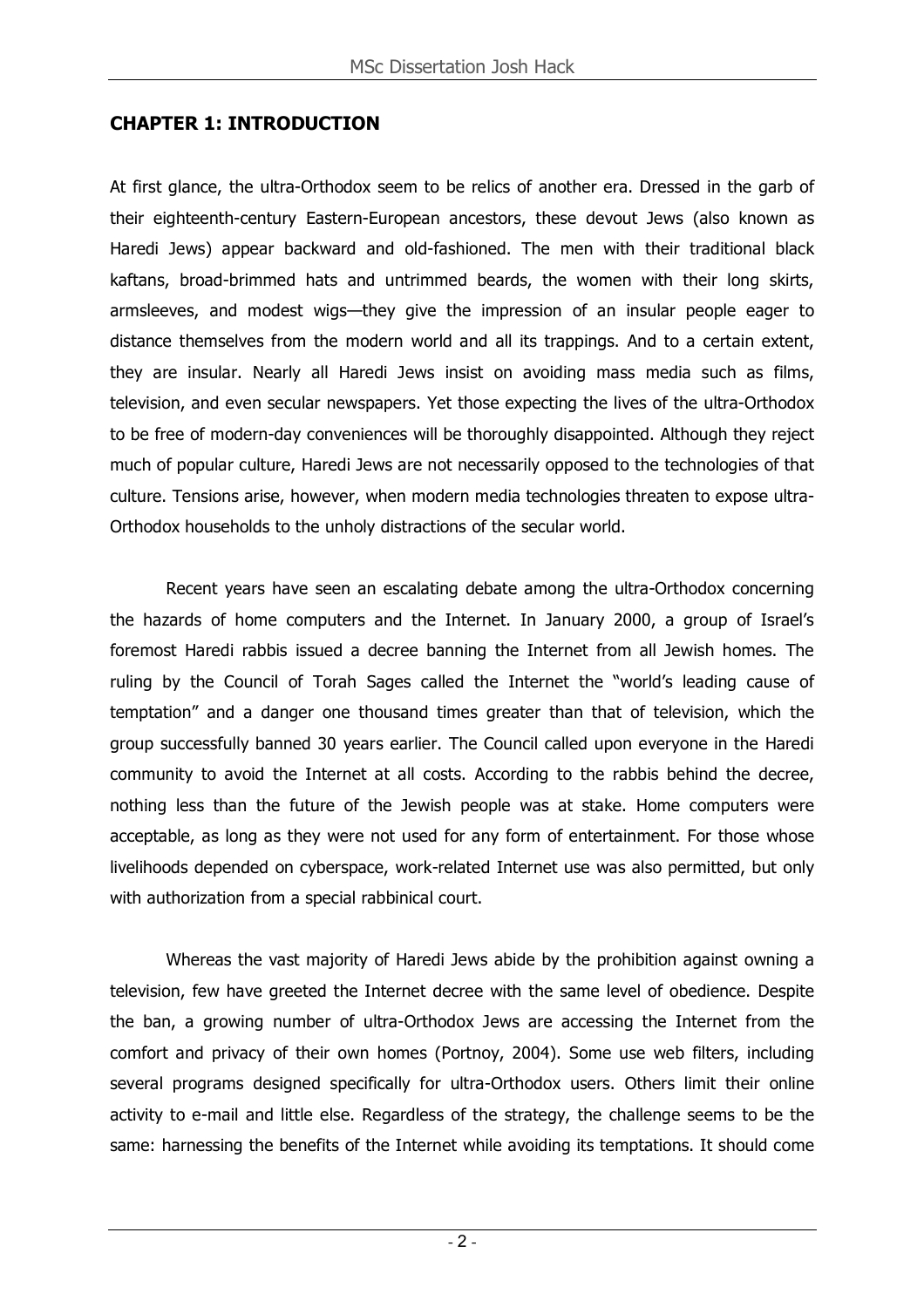## CHAPTER 1: INTRODUCTION

At first glance, the ultra-Orthodox seem to be relics of another era. Dressed in the garb of their eighteenth-century Eastern-European ancestors, these devout Jews (also known as Haredi Jews) appear backward and old-fashioned. The men with their traditional black kaftans, broad-brimmed hats and untrimmed beards, the women with their long skirts, armsleeves, and modest wigs—they give the impression of an insular people eager to distance themselves from the modern world and all its trappings. And to a certain extent, they are insular. Nearly all Haredi Jews insist on avoiding mass media such as films, television, and even secular newspapers. Yet those expecting the lives of the ultra-Orthodox to be free of modern-day conveniences will be thoroughly disappointed. Although they reject much of popular culture, Haredi Jews are not necessarily opposed to the technologies of that culture. Tensions arise, however, when modern media technologies threaten to expose ultra-Orthodox households to the unholy distractions of the secular world.

Recent years have seen an escalating debate among the ultra-Orthodox concerning the hazards of home computers and the Internet. In January 2000, a group of Israel's foremost Haredi rabbis issued a decree banning the Internet from all Jewish homes. The ruling by the Council of Torah Sages called the Internet the "world's leading cause of temptation" and a danger one thousand times greater than that of television, which the group successfully banned 30 years earlier. The Council called upon everyone in the Haredi community to avoid the Internet at all costs. According to the rabbis behind the decree, nothing less than the future of the Jewish people was at stake. Home computers were acceptable, as long as they were not used for any form of entertainment. For those whose livelihoods depended on cyberspace, work-related Internet use was also permitted, but only with authorization from a special rabbinical court.

Whereas the vast majority of Haredi Jews abide by the prohibition against owning a television, few have greeted the Internet decree with the same level of obedience. Despite the ban, a growing number of ultra-Orthodox Jews are accessing the Internet from the comfort and privacy of their own homes (Portnoy, 2004). Some use web filters, including several programs designed specifically for ultra-Orthodox users. Others limit their online activity to e-mail and little else. Regardless of the strategy, the challenge seems to be the same: harnessing the benefits of the Internet while avoiding its temptations. It should come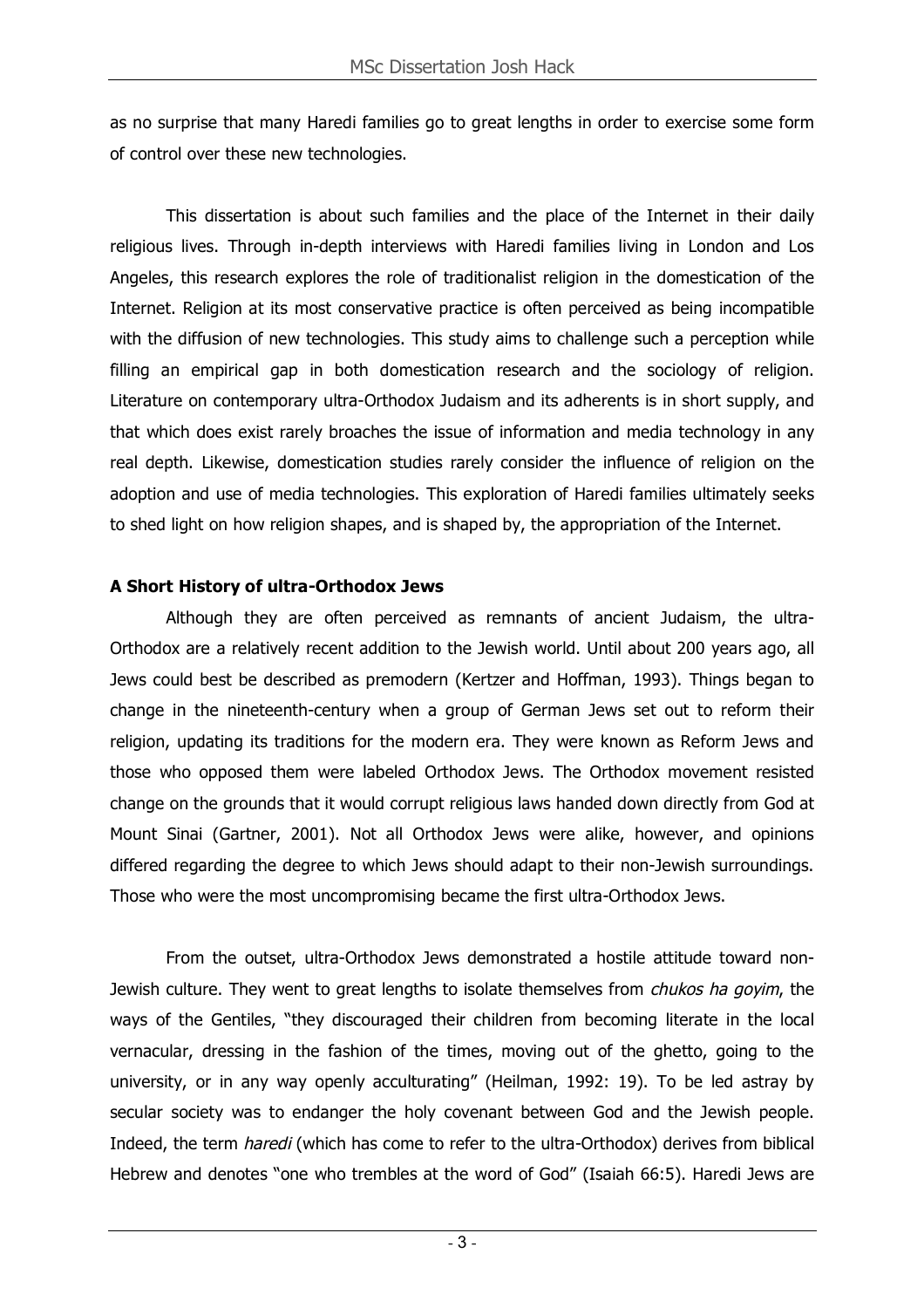as no surprise that many Haredi families go to great lengths in order to exercise some form of control over these new technologies.

This dissertation is about such families and the place of the Internet in their daily religious lives. Through in-depth interviews with Haredi families living in London and Los Angeles, this research explores the role of traditionalist religion in the domestication of the Internet. Religion at its most conservative practice is often perceived as being incompatible with the diffusion of new technologies. This study aims to challenge such a perception while filling an empirical gap in both domestication research and the sociology of religion. Literature on contemporary ultra-Orthodox Judaism and its adherents is in short supply, and that which does exist rarely broaches the issue of information and media technology in any real depth. Likewise, domestication studies rarely consider the influence of religion on the adoption and use of media technologies. This exploration of Haredi families ultimately seeks to shed light on how religion shapes, and is shaped by, the appropriation of the Internet.

**A Short History of ultra-Orthodox Jews**

Although they are often perceived as remnants of ancient Judaism, the ultra-Orthodox are a relatively recent addition to the Jewish world. Until about 200 years ago, all Jews could best be described as premodern (Kertzer and Hoffman, 1993). Things began to change in the nineteenth-century when a group of German Jews set out to reform their religion, updating its traditions for the modern era. They were known as Reform Jews and those who opposed them were labeled Orthodox Jews. The Orthodox movement resisted change on the grounds that it would corrupt religious laws handed down directly from God at Mount Sinai (Gartner, 2001). Not all Orthodox Jews were alike, however, and opinions differed regarding the degree to which Jews should adapt to their non-Jewish surroundings. Those who were the most uncompromising became the first ultra-Orthodox Jews.

From the outset, ultra-Orthodox Jews demonstrated a hostile attitude toward non-Jewish culture. They went to great lengths to isolate themselves from *chukos ha goyim*, the ways of the Gentiles, "they discouraged their children from becoming literate in the local vernacular, dressing in the fashion of the times, moving out of the ghetto, going to the university, or in any way openly acculturating" (Heilman, 1992: 19). To be led astray by secular society was to endanger the holy covenant between God and the Jewish people. Indeed, the term *haredi* (which has come to refer to the ultra-Orthodox) derives from biblical Hebrew and denotes "one who trembles at the word of God" (Isaiah 66:5). Haredi Jews are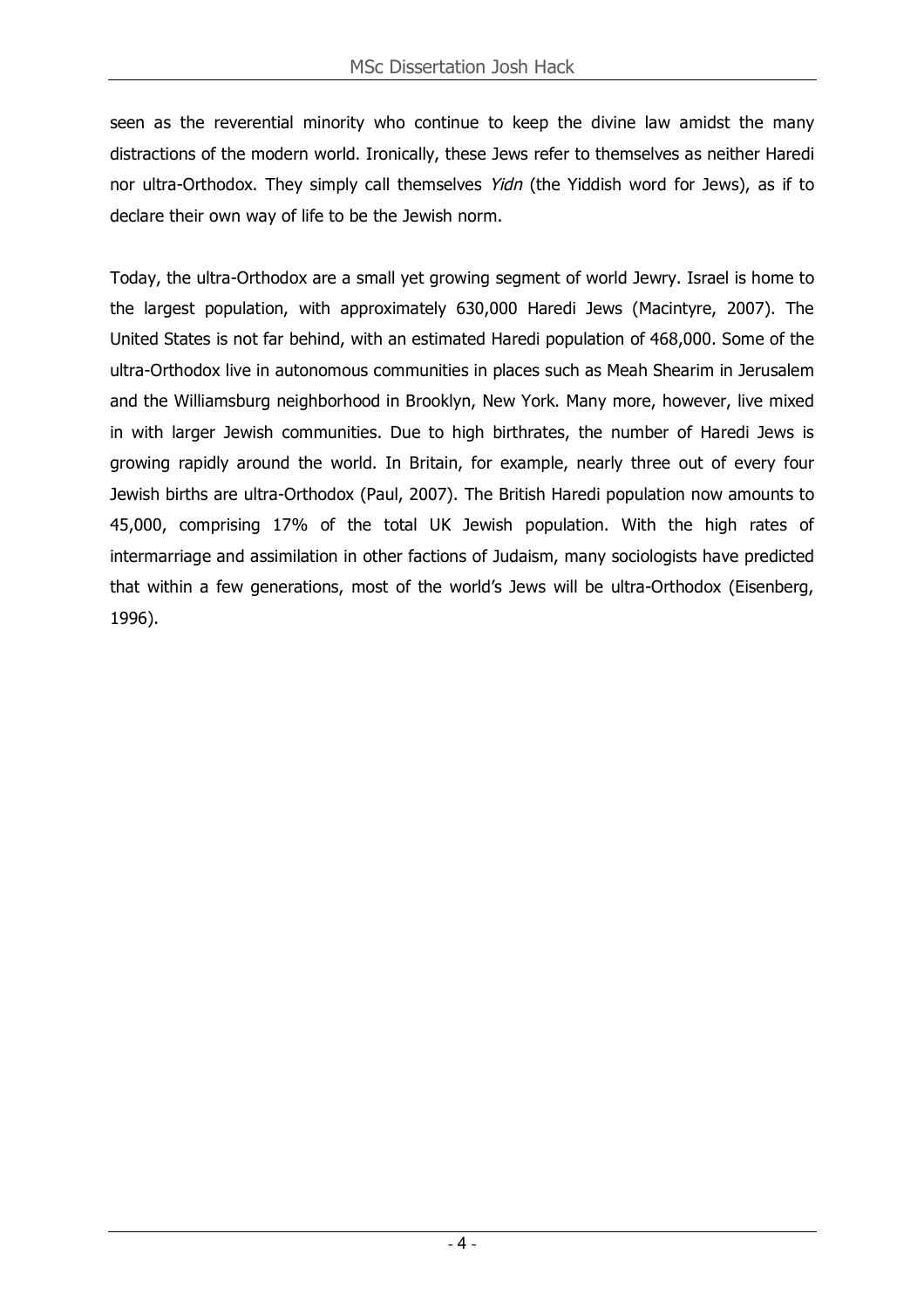seen as the reverential minority who continue to keep the divine law amidst the many distractions of the modern world. Ironically, these Jews refer to themselves as neither Haredi nor ultra-Orthodox. They simply call themselves *Yidn* (the Yiddish word for Jews), as if to declare their own way of life to be the Jewish norm.

Today, the ultra-Orthodox are a small yet growing segment of world Jewry. Israel is home to the largest population, with approximately 630,000 Haredi Jews (Macintyre, 2007). The United States is not far behind, with an estimated Haredi population of 468,000. Some of the ultra-Orthodox live in autonomous communities in places such as Meah Shearim in Jerusalem and the Williamsburg neighborhood in Brooklyn, New York. Many more, however, live mixed in with larger Jewish communities. Due to high birthrates, the number of Haredi Jews is growing rapidly around the world. In Britain, for example, nearly three out of every four Jewish births are ultra-Orthodox (Paul, 2007). The British Haredi population now amounts to 45,000, comprising 17% of the total UK Jewish population. With the high rates of intermarriage and assimilation in other factions of Judaism, many sociologists have predicted that within a few generations, most of the world's Jews will be ultra-Orthodox (Eisenberg, 1996).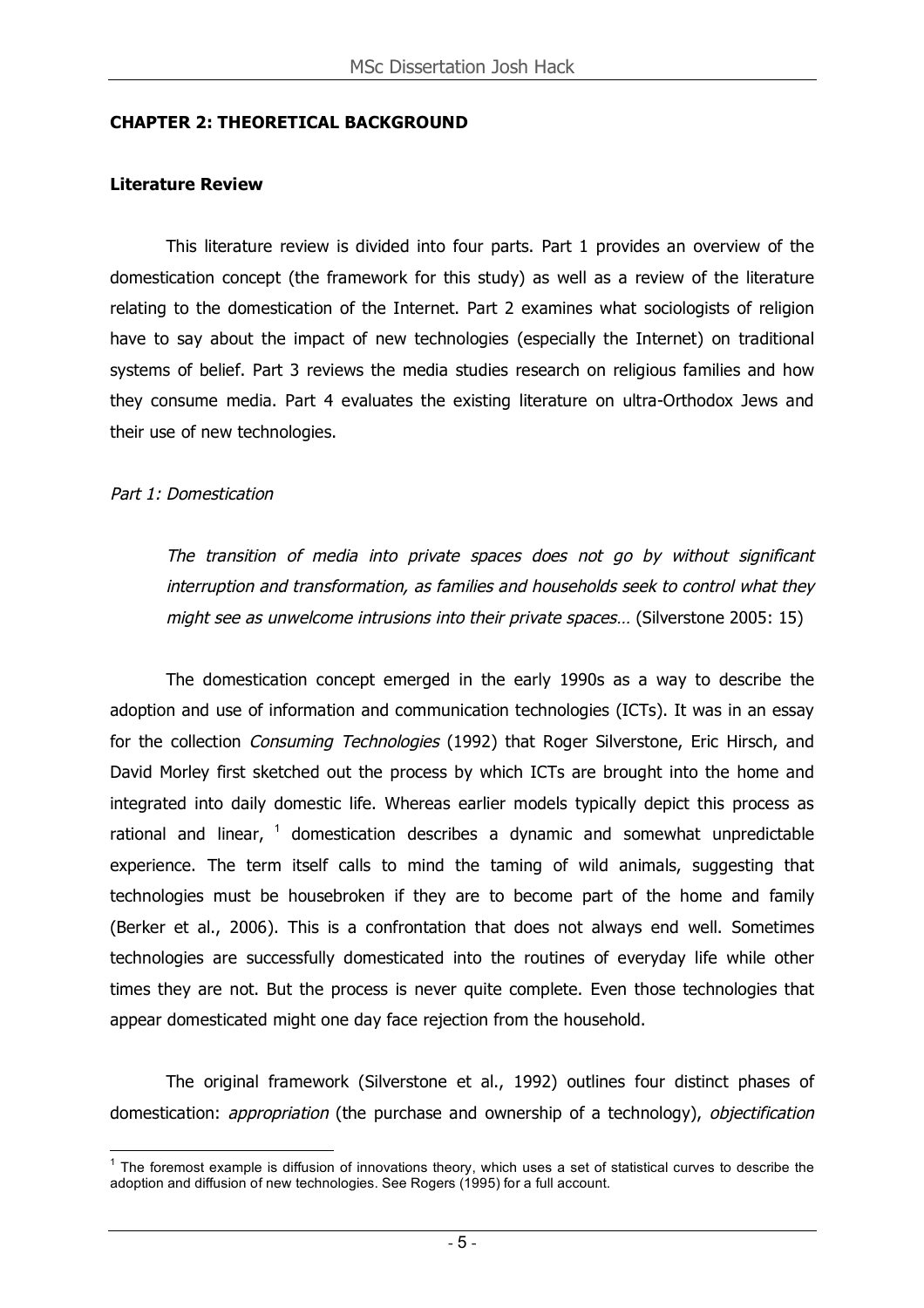## CHAPTER 2: THEORETICAL BACKGROUND

### Literature Review

This literature review is divided into four parts. Part 1 provides an overview of the domestication concept (the framework for this study) as well as a review of the literature relating to the domestication of the Internet. Part 2 examines what sociologists of religion have to say about the impact of new technologies (especially the Internet) on traditional systems of belief. Part 3 reviews the media studies research on religious families and how they consume media. Part 4 evaluates the existing literature on ultra-Orthodox Jews and their use of new technologies.

*Part 1: Domestication*

> *The transition of media into private spaces does not go by without significant interruption and transformation, as families and households seek to control what they might see as unwelcome intrusions into their private spaces…* (Silverstone 2005: 15)

The domestication concept emerged in the early 1990s as a way to describe the adoption and use of information and communication technologies (ICTs). It was in an essay for the collection *Consuming Technologies* (1992) that Roger Silverstone, Eric Hirsch, and David Morley first sketched out the process by which ICTs are brought into the home and integrated into daily domestic life. Whereas earlier models typically depict this process as rational and linear, [1] domestication describes a dynamic and somewhat unpredictable experience. The term itself calls to mind the taming of wild animals, suggesting that technologies must be housebroken if they are to become part of the home and family (Berker et al., 2006). This is a confrontation that does not always end well. Sometimes technologies are successfully domesticated into the routines of everyday life while other times they are not. But the process is never quite complete. Even those technologies that appear domesticated might one day face rejection from the household.

The original framework (Silverstone et al., 1992) outlines four distinct phases of domestication: *appropriation* (the purchase and ownership of a technology), *objectification*

[1] The foremost example is diffusion of innovations theory, which uses a set of statistical curves to describe the adoption and diffusion of new technologies. See Rogers (1995) for a full account.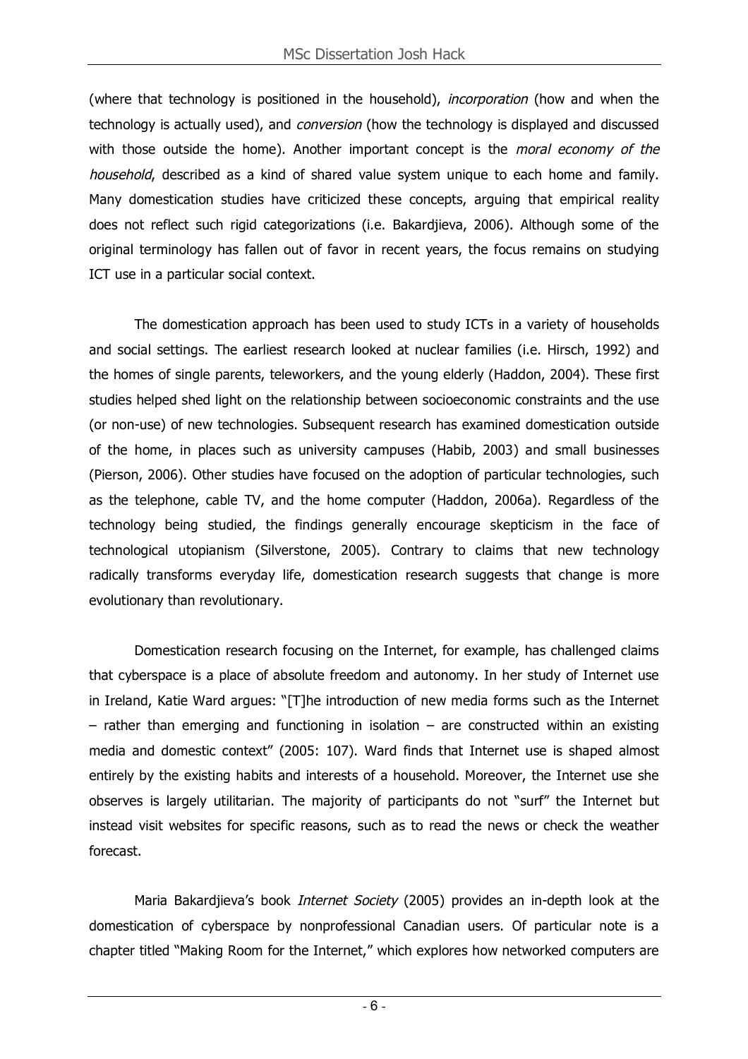(where that technology is positioned in the household), *incorporation* (how and when the technology is actually used), and *conversion* (how the technology is displayed and discussed with those outside the home). Another important concept is the *moral economy of the household*, described as a kind of shared value system unique to each home and family. Many domestication studies have criticized these concepts, arguing that empirical reality does not reflect such rigid categorizations (i.e. Bakardjieva, 2006). Although some of the original terminology has fallen out of favor in recent years, the focus remains on studying ICT use in a particular social context.

The domestication approach has been used to study ICTs in a variety of households and social settings. The earliest research looked at nuclear families (i.e. Hirsch, 1992) and the homes of single parents, teleworkers, and the young elderly (Haddon, 2004). These first studies helped shed light on the relationship between socioeconomic constraints and the use (or non-use) of new technologies. Subsequent research has examined domestication outside of the home, in places such as university campuses (Habib, 2003) and small businesses (Pierson, 2006). Other studies have focused on the adoption of particular technologies, such as the telephone, cable TV, and the home computer (Haddon, 2006a). Regardless of the technology being studied, the findings generally encourage skepticism in the face of technological utopianism (Silverstone, 2005). Contrary to claims that new technology radically transforms everyday life, domestication research suggests that change is more evolutionary than revolutionary.

Domestication research focusing on the Internet, for example, has challenged claims that cyberspace is a place of absolute freedom and autonomy. In her study of Internet use in Ireland, Katie Ward argues: "[T]he introduction of new media forms such as the Internet – rather than emerging and functioning in isolation – are constructed within an existing media and domestic context" (2005: 107). Ward finds that Internet use is shaped almost entirely by the existing habits and interests of a household. Moreover, the Internet use she observes is largely utilitarian. The majority of participants do not "surf" the Internet but instead visit websites for specific reasons, such as to read the news or check the weather forecast.

Maria Bakardjieva's book *Internet Society* (2005) provides an in-depth look at the domestication of cyberspace by nonprofessional Canadian users. Of particular note is a chapter titled "Making Room for the Internet," which explores how networked computers are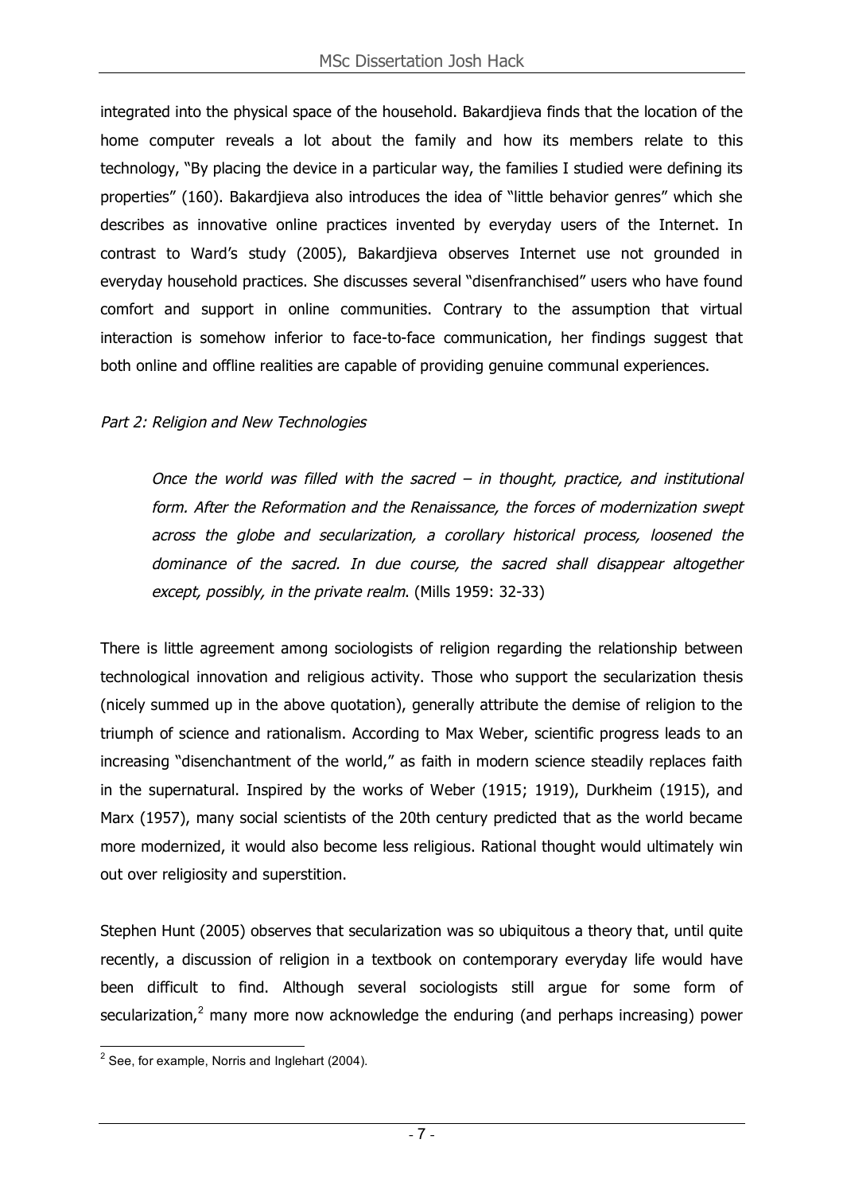integrated into the physical space of the household. Bakardjieva finds that the location of the home computer reveals a lot about the family and how its members relate to this technology, "By placing the device in a particular way, the families I studied were defining its properties" (160). Bakardjieva also introduces the idea of "little behavior genres" which she describes as innovative online practices invented by everyday users of the Internet. In contrast to Ward's study (2005), Bakardjieva observes Internet use not grounded in everyday household practices. She discusses several "disenfranchised" users who have found comfort and support in online communities. Contrary to the assumption that virtual interaction is somehow inferior to face-to-face communication, her findings suggest that both online and offline realities are capable of providing genuine communal experiences.

*Part 2: Religion and New Technologies*

> *Once the world was filled with the sacred – in thought, practice, and institutional form. After the Reformation and the Renaissance, the forces of modernization swept across the globe and secularization, a corollary historical process, loosened the dominance of the sacred. In due course, the sacred shall disappear altogether except, possibly, in the private realm*. (Mills 1959: 32-33)

There is little agreement among sociologists of religion regarding the relationship between technological innovation and religious activity. Those who support the secularization thesis (nicely summed up in the above quotation), generally attribute the demise of religion to the triumph of science and rationalism. According to Max Weber, scientific progress leads to an increasing "disenchantment of the world," as faith in modern science steadily replaces faith in the supernatural. Inspired by the works of Weber (1915; 1919), Durkheim (1915), and Marx (1957), many social scientists of the 20th century predicted that as the world became more modernized, it would also become less religious. Rational thought would ultimately win out over religiosity and superstition.

Stephen Hunt (2005) observes that secularization was so ubiquitous a theory that, until quite recently, a discussion of religion in a textbook on contemporary everyday life would have been difficult to find. Although several sociologists still argue for some form of secularization,[2] many more now acknowledge the enduring (and perhaps increasing) power

[2] See, for example, Norris and Inglehart (2004).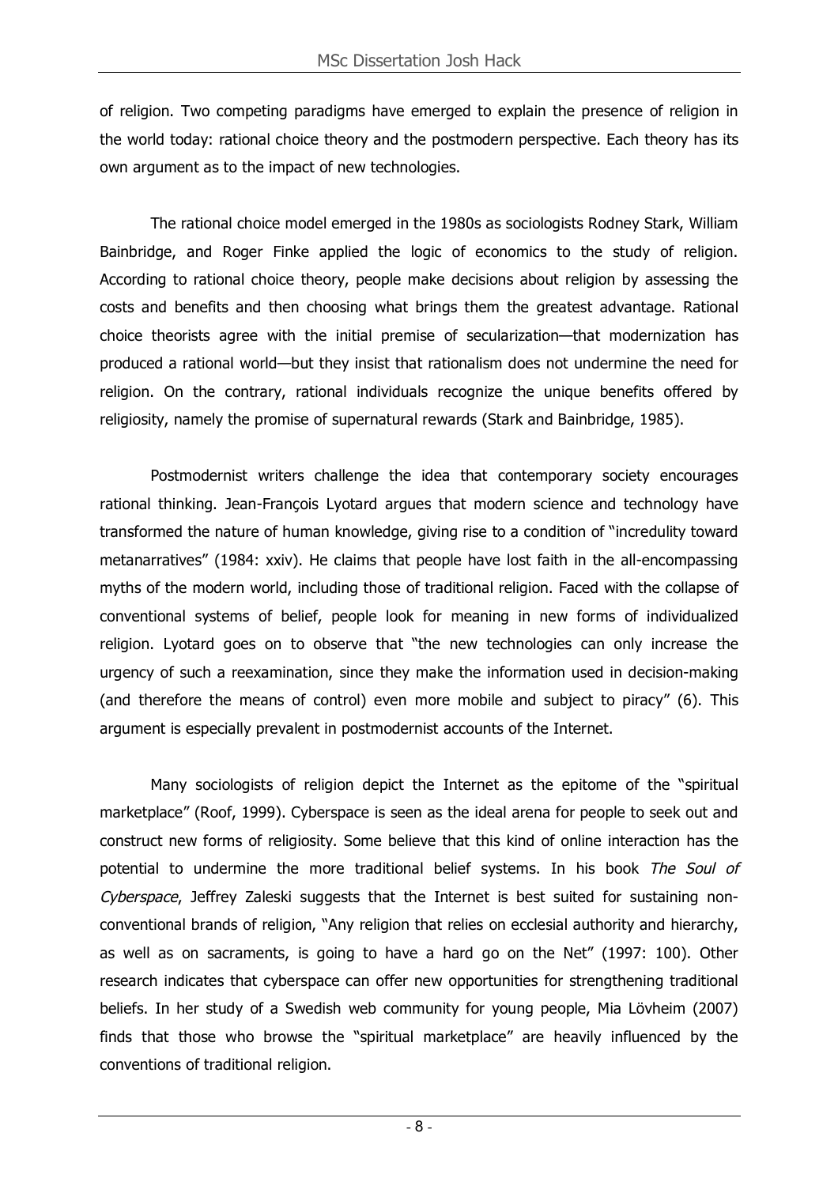of religion. Two competing paradigms have emerged to explain the presence of religion in the world today: rational choice theory and the postmodern perspective. Each theory has its own argument as to the impact of new technologies.

The rational choice model emerged in the 1980s as sociologists Rodney Stark, William Bainbridge, and Roger Finke applied the logic of economics to the study of religion. According to rational choice theory, people make decisions about religion by assessing the costs and benefits and then choosing what brings them the greatest advantage. Rational choice theorists agree with the initial premise of secularization—that modernization has produced a rational world—but they insist that rationalism does not undermine the need for religion. On the contrary, rational individuals recognize the unique benefits offered by religiosity, namely the promise of supernatural rewards (Stark and Bainbridge, 1985).

Postmodernist writers challenge the idea that contemporary society encourages rational thinking. Jean-François Lyotard argues that modern science and technology have transformed the nature of human knowledge, giving rise to a condition of "incredulity toward metanarratives" (1984: xxiv). He claims that people have lost faith in the all-encompassing myths of the modern world, including those of traditional religion. Faced with the collapse of conventional systems of belief, people look for meaning in new forms of individualized religion. Lyotard goes on to observe that "the new technologies can only increase the urgency of such a reexamination, since they make the information used in decision-making (and therefore the means of control) even more mobile and subject to piracy" (6). This argument is especially prevalent in postmodernist accounts of the Internet.

Many sociologists of religion depict the Internet as the epitome of the "spiritual marketplace" (Roof, 1999). Cyberspace is seen as the ideal arena for people to seek out and construct new forms of religiosity. Some believe that this kind of online interaction has the potential to undermine the more traditional belief systems. In his book *The Soul of Cyberspace*, Jeffrey Zaleski suggests that the Internet is best suited for sustaining non-conventional brands of religion, "Any religion that relies on ecclesial authority and hierarchy, as well as on sacraments, is going to have a hard go on the Net" (1997: 100). Other research indicates that cyberspace can offer new opportunities for strengthening traditional beliefs. In her study of a Swedish web community for young people, Mia Lövheim (2007) finds that those who browse the "spiritual marketplace" are heavily influenced by the conventions of traditional religion.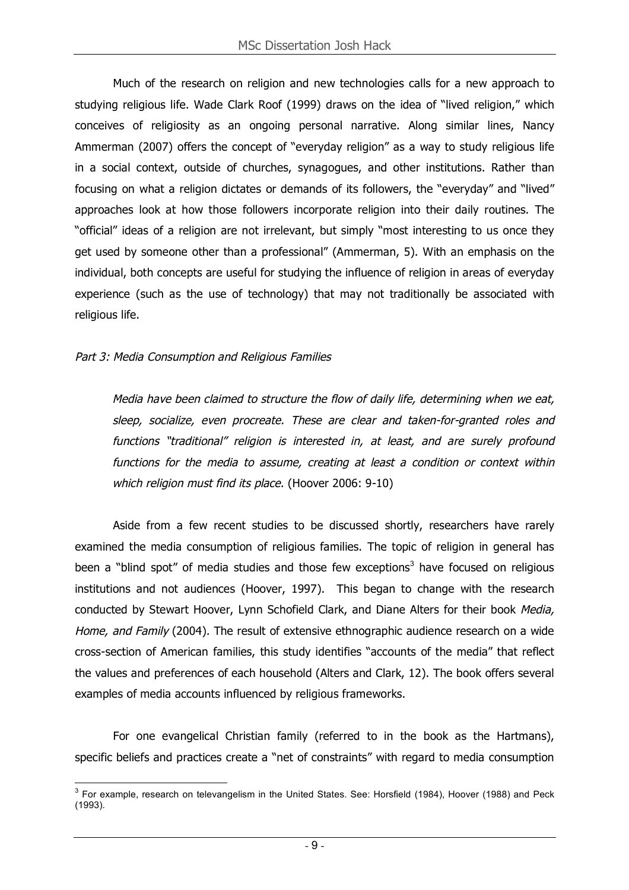Much of the research on religion and new technologies calls for a new approach to studying religious life. Wade Clark Roof (1999) draws on the idea of "lived religion," which conceives of religiosity as an ongoing personal narrative. Along similar lines, Nancy Ammerman (2007) offers the concept of "everyday religion" as a way to study religious life in a social context, outside of churches, synagogues, and other institutions. Rather than focusing on what a religion dictates or demands of its followers, the "everyday" and "lived" approaches look at how those followers incorporate religion into their daily routines. The "official" ideas of a religion are not irrelevant, but simply "most interesting to us once they get used by someone other than a professional" (Ammerman, 5). With an emphasis on the individual, both concepts are useful for studying the influence of religion in areas of everyday experience (such as the use of technology) that may not traditionally be associated with religious life.

*Part 3: Media Consumption and Religious Families*

> *Media have been claimed to structure the flow of daily life, determining when we eat, sleep, socialize, even procreate. These are clear and taken-for-granted roles and functions "traditional" religion is interested in, at least, and are surely profound functions for the media to assume, creating at least a condition or context within which religion must find its place.* (Hoover 2006: 9-10)

Aside from a few recent studies to be discussed shortly, researchers have rarely examined the media consumption of religious families. The topic of religion in general has been a "blind spot" of media studies and those few exceptions[3] have focused on religious institutions and not audiences (Hoover, 1997). This began to change with the research conducted by Stewart Hoover, Lynn Schofield Clark, and Diane Alters for their book *Media, Home, and Family* (2004). The result of extensive ethnographic audience research on a wide cross-section of American families, this study identifies "accounts of the media" that reflect the values and preferences of each household (Alters and Clark, 12). The book offers several examples of media accounts influenced by religious frameworks.

For one evangelical Christian family (referred to in the book as the Hartmans), specific beliefs and practices create a "net of constraints" with regard to media consumption

[3] For example, research on televangelism in the United States. See: Horsfield (1984), Hoover (1988) and Peck (1993).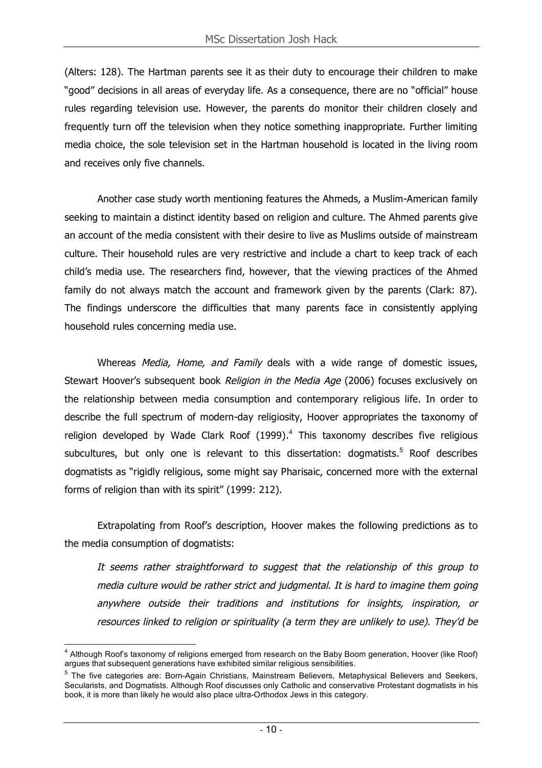(Alters: 128). The Hartman parents see it as their duty to encourage their children to make "good" decisions in all areas of everyday life. As a consequence, there are no "official" house rules regarding television use. However, the parents do monitor their children closely and frequently turn off the television when they notice something inappropriate. Further limiting media choice, the sole television set in the Hartman household is located in the living room and receives only five channels.

Another case study worth mentioning features the Ahmeds, a Muslim-American family seeking to maintain a distinct identity based on religion and culture. The Ahmed parents give an account of the media consistent with their desire to live as Muslims outside of mainstream culture. Their household rules are very restrictive and include a chart to keep track of each child's media use. The researchers find, however, that the viewing practices of the Ahmed family do not always match the account and framework given by the parents (Clark: 87). The findings underscore the difficulties that many parents face in consistently applying household rules concerning media use.

Whereas *Media, Home, and Family* deals with a wide range of domestic issues, Stewart Hoover's subsequent book *Religion in the Media Age* (2006) focuses exclusively on the relationship between media consumption and contemporary religious life. In order to describe the full spectrum of modern-day religiosity, Hoover appropriates the taxonomy of religion developed by Wade Clark Roof (1999).[4] This taxonomy describes five religious subcultures, but only one is relevant to this dissertation: dogmatists.[5] Roof describes dogmatists as "rigidly religious, some might say Pharisaic, concerned more with the external forms of religion than with its spirit" (1999: 212).

Extrapolating from Roof's description, Hoover makes the following predictions as to the media consumption of dogmatists:

> *It seems rather straightforward to suggest that the relationship of this group to media culture would be rather strict and judgmental. It is hard to imagine them going anywhere outside their traditions and institutions for insights, inspiration, or resources linked to religion or spirituality (a term they are unlikely to use). They'd be*

---

[4] Although Roof's taxonomy of religions emerged from research on the Baby Boom generation, Hoover (like Roof) argues that subsequent generations have exhibited similar religious sensibilities.

[5] The five categories are: Born-Again Christians, Mainstream Believers, Metaphysical Believers and Seekers, Secularists, and Dogmatists. Although Roof discusses only Catholic and conservative Protestant dogmatists in his book, it is more than likely he would also place ultra-Orthodox Jews in this category.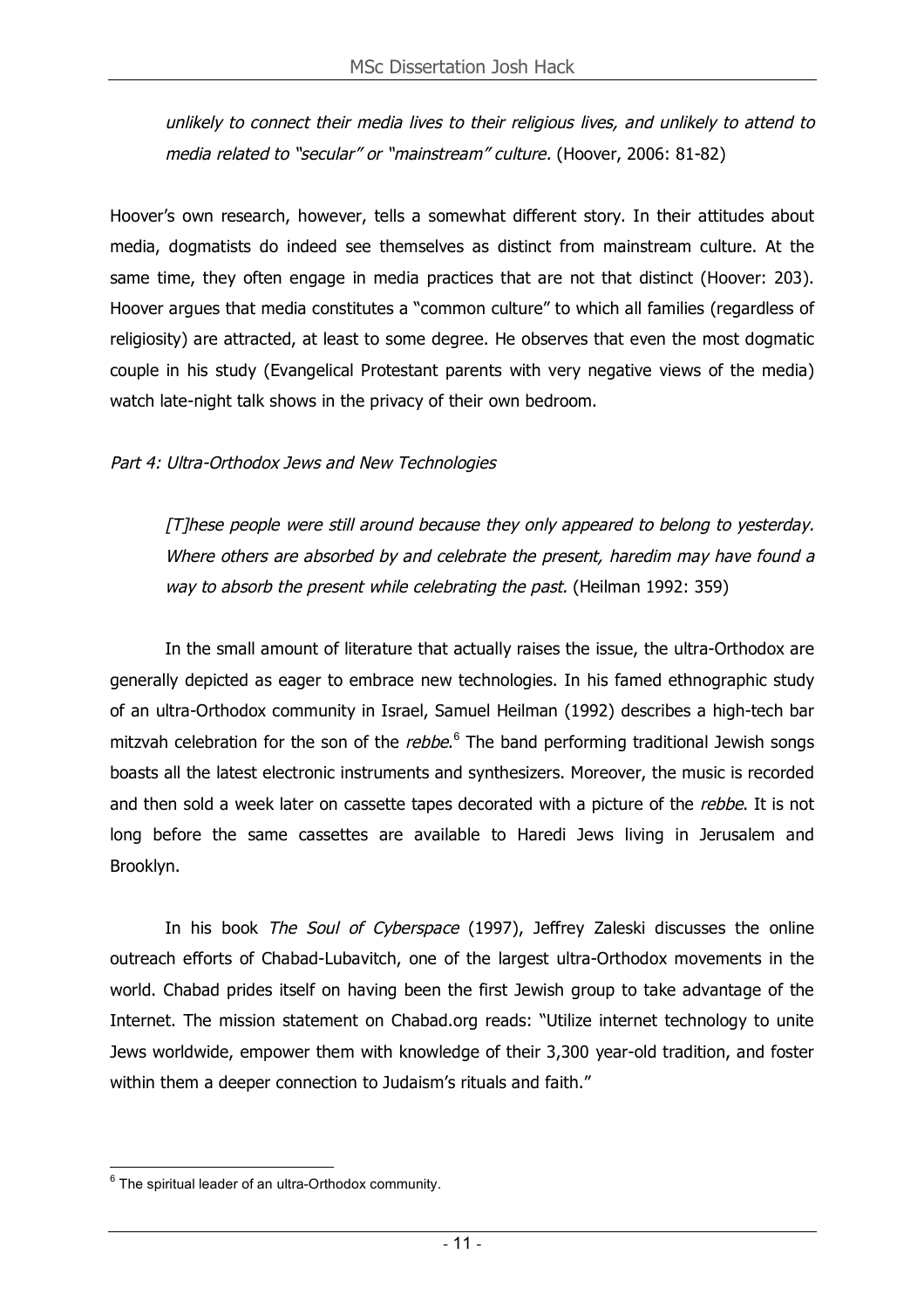*unlikely to connect their media lives to their religious lives, and unlikely to attend to media related to "secular" or "mainstream" culture.* (Hoover, 2006: 81-82)

Hoover's own research, however, tells a somewhat different story. In their attitudes about media, dogmatists do indeed see themselves as distinct from mainstream culture. At the same time, they often engage in media practices that are not that distinct (Hoover: 203). Hoover argues that media constitutes a "common culture" to which all families (regardless of religiosity) are attracted, at least to some degree. He observes that even the most dogmatic couple in his study (Evangelical Protestant parents with very negative views of the media) watch late-night talk shows in the privacy of their own bedroom.

*Part 4: Ultra-Orthodox Jews and New Technologies*

> *[T]hese people were still around because they only appeared to belong to yesterday. Where others are absorbed by and celebrate the present, haredim may have found a way to absorb the present while celebrating the past.* (Heilman 1992: 359)

In the small amount of literature that actually raises the issue, the ultra-Orthodox are generally depicted as eager to embrace new technologies. In his famed ethnographic study of an ultra-Orthodox community in Israel, Samuel Heilman (1992) describes a high-tech bar mitzvah celebration for the son of the *rebbe*.[6] The band performing traditional Jewish songs boasts all the latest electronic instruments and synthesizers. Moreover, the music is recorded and then sold a week later on cassette tapes decorated with a picture of the *rebbe*. It is not long before the same cassettes are available to Haredi Jews living in Jerusalem and Brooklyn.

In his book *The Soul of Cyberspace* (1997), Jeffrey Zaleski discusses the online outreach efforts of Chabad-Lubavitch, one of the largest ultra-Orthodox movements in the world. Chabad prides itself on having been the first Jewish group to take advantage of the Internet. The mission statement on Chabad.org reads: "Utilize internet technology to unite Jews worldwide, empower them with knowledge of their 3,300 year-old tradition, and foster within them a deeper connection to Judaism's rituals and faith."

[6] The spiritual leader of an ultra-Orthodox community.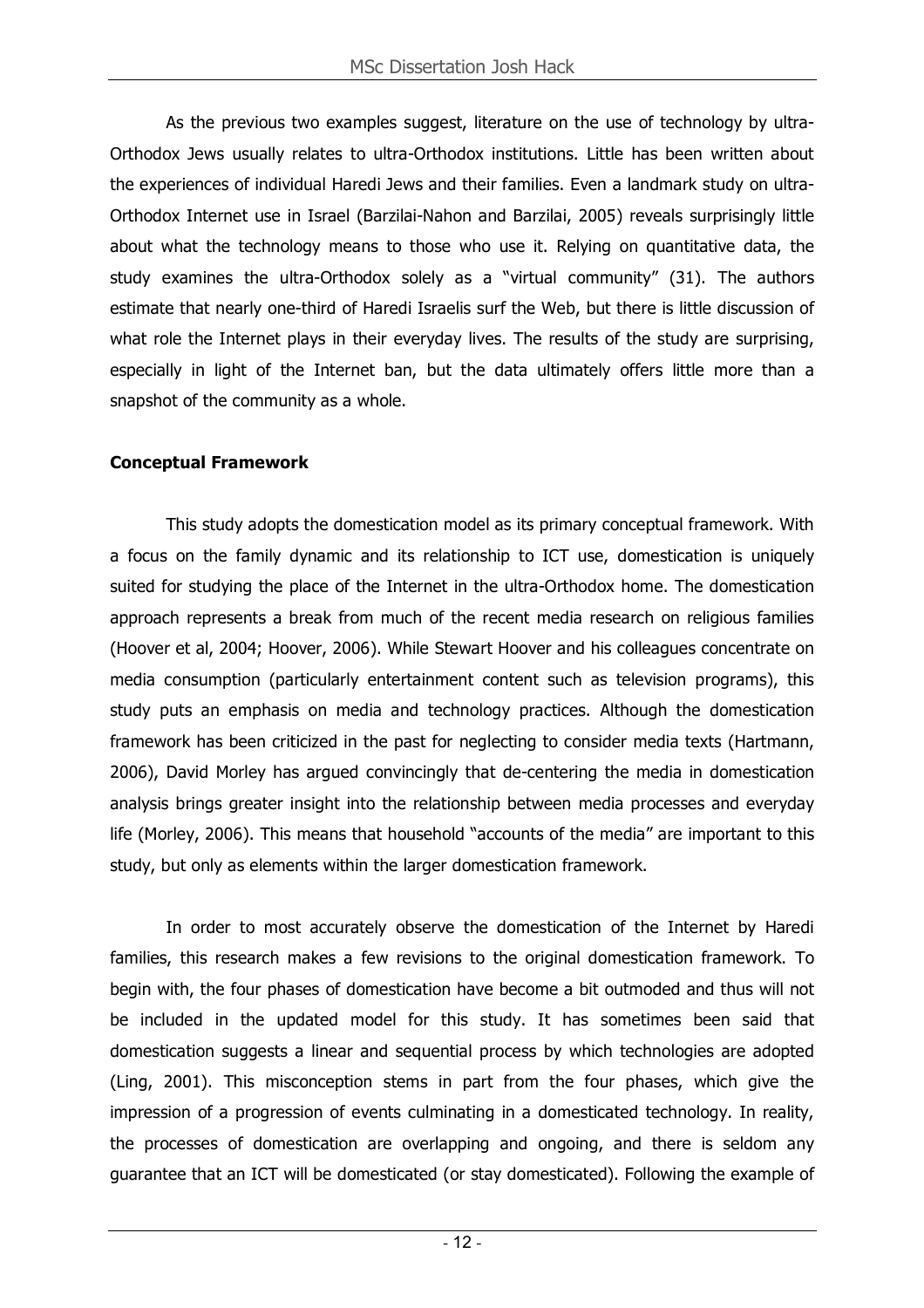As the previous two examples suggest, literature on the use of technology by ultra-Orthodox Jews usually relates to ultra-Orthodox institutions. Little has been written about the experiences of individual Haredi Jews and their families. Even a landmark study on ultra-Orthodox Internet use in Israel (Barzilai-Nahon and Barzilai, 2005) reveals surprisingly little about what the technology means to those who use it. Relying on quantitative data, the study examines the ultra-Orthodox solely as a "virtual community" (31). The authors estimate that nearly one-third of Haredi Israelis surf the Web, but there is little discussion of what role the Internet plays in their everyday lives. The results of the study are surprising, especially in light of the Internet ban, but the data ultimately offers little more than a snapshot of the community as a whole.

**Conceptual Framework**

This study adopts the domestication model as its primary conceptual framework. With a focus on the family dynamic and its relationship to ICT use, domestication is uniquely suited for studying the place of the Internet in the ultra-Orthodox home. The domestication approach represents a break from much of the recent media research on religious families (Hoover et al, 2004; Hoover, 2006). While Stewart Hoover and his colleagues concentrate on media consumption (particularly entertainment content such as television programs), this study puts an emphasis on media and technology practices. Although the domestication framework has been criticized in the past for neglecting to consider media texts (Hartmann, 2006), David Morley has argued convincingly that de-centering the media in domestication analysis brings greater insight into the relationship between media processes and everyday life (Morley, 2006). This means that household "accounts of the media" are important to this study, but only as elements within the larger domestication framework.

In order to most accurately observe the domestication of the Internet by Haredi families, this research makes a few revisions to the original domestication framework. To begin with, the four phases of domestication have become a bit outmoded and thus will not be included in the updated model for this study. It has sometimes been said that domestication suggests a linear and sequential process by which technologies are adopted (Ling, 2001). This misconception stems in part from the four phases, which give the impression of a progression of events culminating in a domesticated technology. In reality, the processes of domestication are overlapping and ongoing, and there is seldom any guarantee that an ICT will be domesticated (or stay domesticated). Following the example of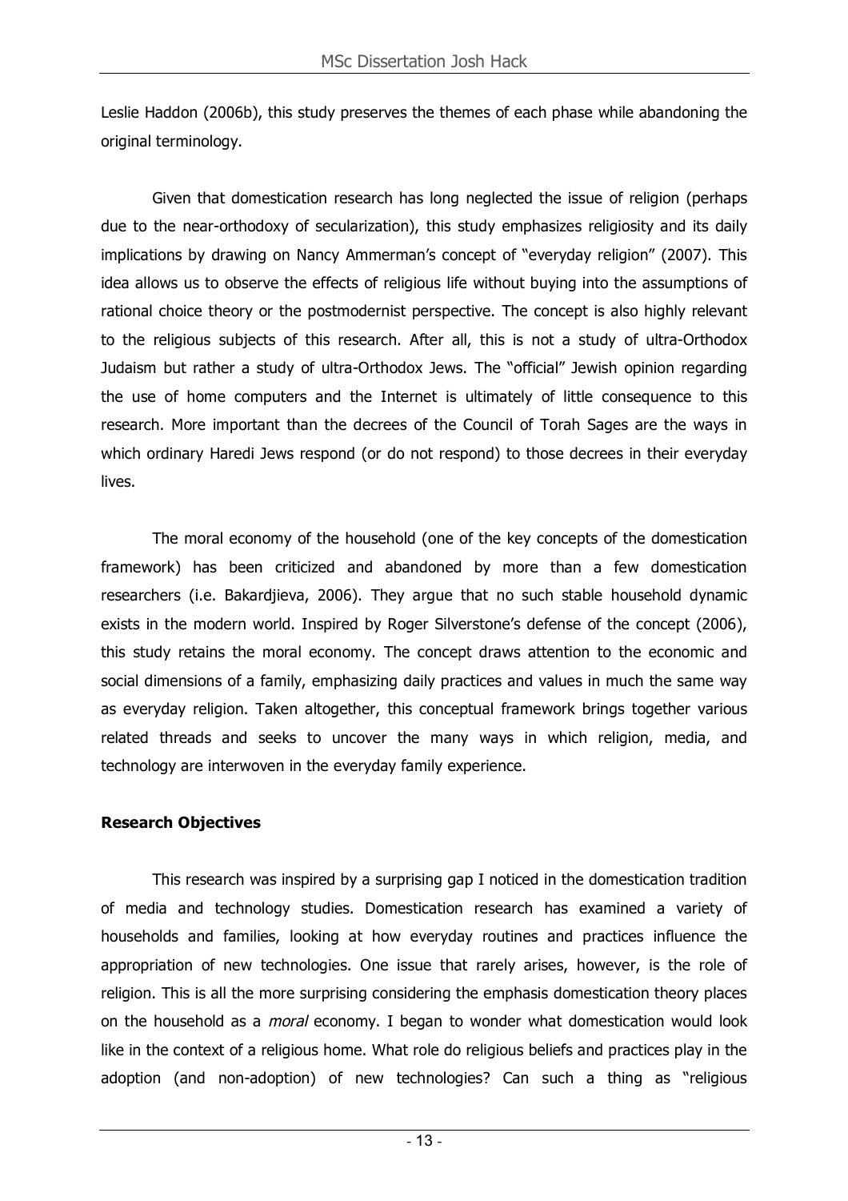Leslie Haddon (2006b), this study preserves the themes of each phase while abandoning the original terminology.

Given that domestication research has long neglected the issue of religion (perhaps due to the near-orthodoxy of secularization), this study emphasizes religiosity and its daily implications by drawing on Nancy Ammerman's concept of "everyday religion" (2007). This idea allows us to observe the effects of religious life without buying into the assumptions of rational choice theory or the postmodernist perspective. The concept is also highly relevant to the religious subjects of this research. After all, this is not a study of ultra-Orthodox Judaism but rather a study of ultra-Orthodox Jews. The "official" Jewish opinion regarding the use of home computers and the Internet is ultimately of little consequence to this research. More important than the decrees of the Council of Torah Sages are the ways in which ordinary Haredi Jews respond (or do not respond) to those decrees in their everyday lives.

The moral economy of the household (one of the key concepts of the domestication framework) has been criticized and abandoned by more than a few domestication researchers (i.e. Bakardjieva, 2006). They argue that no such stable household dynamic exists in the modern world. Inspired by Roger Silverstone's defense of the concept (2006), this study retains the moral economy. The concept draws attention to the economic and social dimensions of a family, emphasizing daily practices and values in much the same way as everyday religion. Taken altogether, this conceptual framework brings together various related threads and seeks to uncover the many ways in which religion, media, and technology are interwoven in the everyday family experience.

**Research Objectives**

This research was inspired by a surprising gap I noticed in the domestication tradition of media and technology studies. Domestication research has examined a variety of households and families, looking at how everyday routines and practices influence the appropriation of new technologies. One issue that rarely arises, however, is the role of religion. This is all the more surprising considering the emphasis domestication theory places on the household as a *moral* economy. I began to wonder what domestication would look like in the context of a religious home. What role do religious beliefs and practices play in the adoption (and non-adoption) of new technologies? Can such a thing as "religious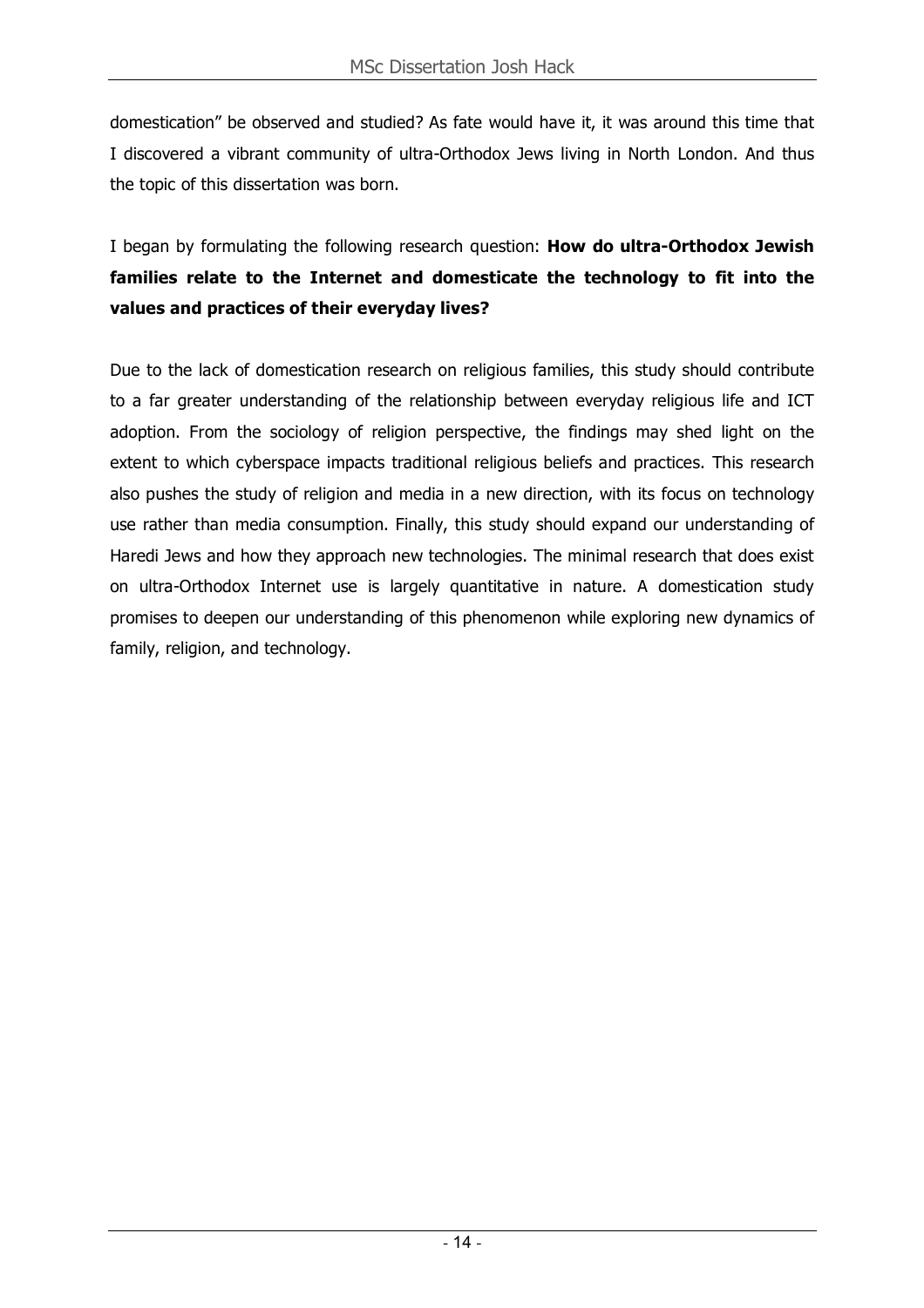domestication" be observed and studied? As fate would have it, it was around this time that I discovered a vibrant community of ultra-Orthodox Jews living in North London. And thus the topic of this dissertation was born.

I began by formulating the following research question: **How do ultra-Orthodox Jewish families relate to the Internet and domesticate the technology to fit into the values and practices of their everyday lives?**

Due to the lack of domestication research on religious families, this study should contribute to a far greater understanding of the relationship between everyday religious life and ICT adoption. From the sociology of religion perspective, the findings may shed light on the extent to which cyberspace impacts traditional religious beliefs and practices. This research also pushes the study of religion and media in a new direction, with its focus on technology use rather than media consumption. Finally, this study should expand our understanding of Haredi Jews and how they approach new technologies. The minimal research that does exist on ultra-Orthodox Internet use is largely quantitative in nature. A domestication study promises to deepen our understanding of this phenomenon while exploring new dynamics of family, religion, and technology.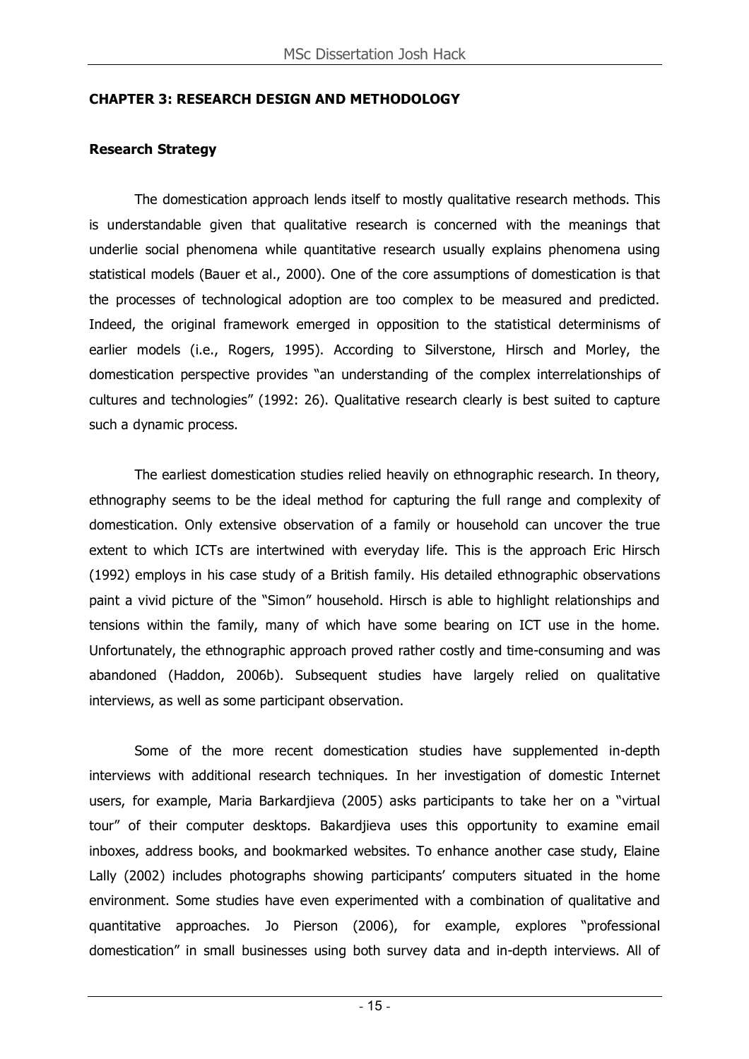## CHAPTER 3: RESEARCH DESIGN AND METHODOLOGY

### Research Strategy

The domestication approach lends itself to mostly qualitative research methods. This is understandable given that qualitative research is concerned with the meanings that underlie social phenomena while quantitative research usually explains phenomena using statistical models (Bauer et al., 2000). One of the core assumptions of domestication is that the processes of technological adoption are too complex to be measured and predicted. Indeed, the original framework emerged in opposition to the statistical determinisms of earlier models (i.e., Rogers, 1995). According to Silverstone, Hirsch and Morley, the domestication perspective provides "an understanding of the complex interrelationships of cultures and technologies" (1992: 26). Qualitative research clearly is best suited to capture such a dynamic process.

The earliest domestication studies relied heavily on ethnographic research. In theory, ethnography seems to be the ideal method for capturing the full range and complexity of domestication. Only extensive observation of a family or household can uncover the true extent to which ICTs are intertwined with everyday life. This is the approach Eric Hirsch (1992) employs in his case study of a British family. His detailed ethnographic observations paint a vivid picture of the "Simon" household. Hirsch is able to highlight relationships and tensions within the family, many of which have some bearing on ICT use in the home. Unfortunately, the ethnographic approach proved rather costly and time-consuming and was abandoned (Haddon, 2006b). Subsequent studies have largely relied on qualitative interviews, as well as some participant observation.

Some of the more recent domestication studies have supplemented in-depth interviews with additional research techniques. In her investigation of domestic Internet users, for example, Maria Barkardjieva (2005) asks participants to take her on a "virtual tour" of their computer desktops. Bakardjieva uses this opportunity to examine email inboxes, address books, and bookmarked websites. To enhance another case study, Elaine Lally (2002) includes photographs showing participants' computers situated in the home environment. Some studies have even experimented with a combination of qualitative and quantitative approaches. Jo Pierson (2006), for example, explores "professional domestication" in small businesses using both survey data and in-depth interviews. All of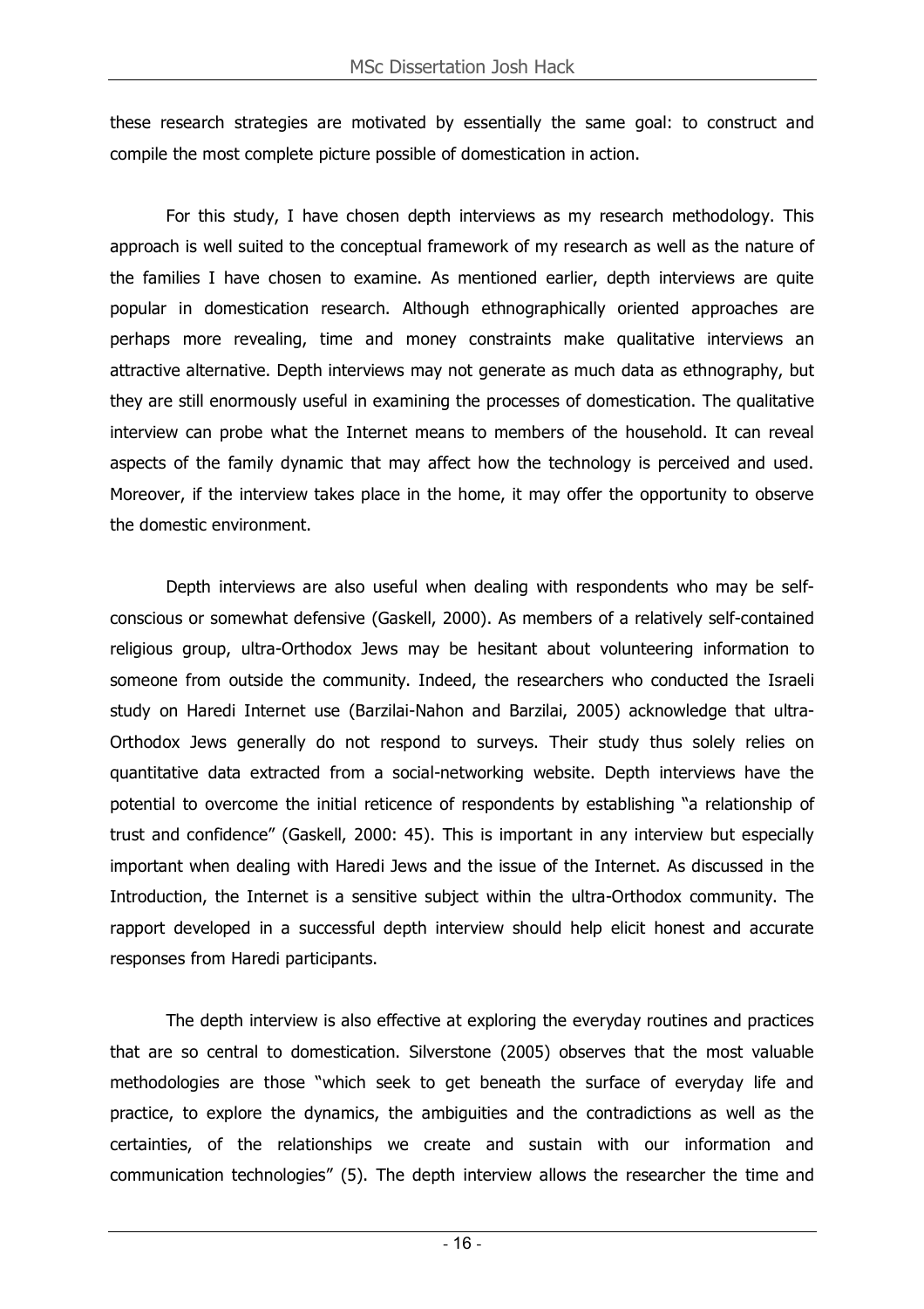these research strategies are motivated by essentially the same goal: to construct and compile the most complete picture possible of domestication in action.

For this study, I have chosen depth interviews as my research methodology. This approach is well suited to the conceptual framework of my research as well as the nature of the families I have chosen to examine. As mentioned earlier, depth interviews are quite popular in domestication research. Although ethnographically oriented approaches are perhaps more revealing, time and money constraints make qualitative interviews an attractive alternative. Depth interviews may not generate as much data as ethnography, but they are still enormously useful in examining the processes of domestication. The qualitative interview can probe what the Internet means to members of the household. It can reveal aspects of the family dynamic that may affect how the technology is perceived and used. Moreover, if the interview takes place in the home, it may offer the opportunity to observe the domestic environment.

Depth interviews are also useful when dealing with respondents who may be self-conscious or somewhat defensive (Gaskell, 2000). As members of a relatively self-contained religious group, ultra-Orthodox Jews may be hesitant about volunteering information to someone from outside the community. Indeed, the researchers who conducted the Israeli study on Haredi Internet use (Barzilai-Nahon and Barzilai, 2005) acknowledge that ultra-Orthodox Jews generally do not respond to surveys. Their study thus solely relies on quantitative data extracted from a social-networking website. Depth interviews have the potential to overcome the initial reticence of respondents by establishing "a relationship of trust and confidence" (Gaskell, 2000: 45). This is important in any interview but especially important when dealing with Haredi Jews and the issue of the Internet. As discussed in the Introduction, the Internet is a sensitive subject within the ultra-Orthodox community. The rapport developed in a successful depth interview should help elicit honest and accurate responses from Haredi participants.

The depth interview is also effective at exploring the everyday routines and practices that are so central to domestication. Silverstone (2005) observes that the most valuable methodologies are those "which seek to get beneath the surface of everyday life and practice, to explore the dynamics, the ambiguities and the contradictions as well as the certainties, of the relationships we create and sustain with our information and communication technologies" (5). The depth interview allows the researcher the time and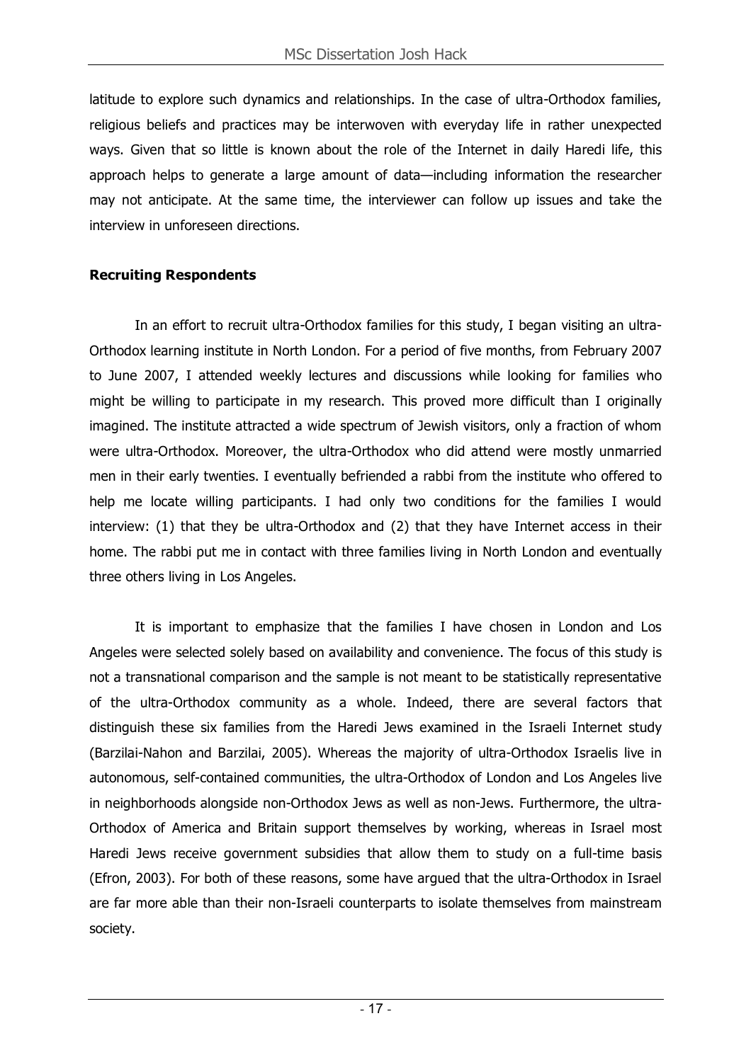latitude to explore such dynamics and relationships. In the case of ultra-Orthodox families, religious beliefs and practices may be interwoven with everyday life in rather unexpected ways. Given that so little is known about the role of the Internet in daily Haredi life, this approach helps to generate a large amount of data—including information the researcher may not anticipate. At the same time, the interviewer can follow up issues and take the interview in unforeseen directions.

**Recruiting Respondents**

In an effort to recruit ultra-Orthodox families for this study, I began visiting an ultra-Orthodox learning institute in North London. For a period of five months, from February 2007 to June 2007, I attended weekly lectures and discussions while looking for families who might be willing to participate in my research. This proved more difficult than I originally imagined. The institute attracted a wide spectrum of Jewish visitors, only a fraction of whom were ultra-Orthodox. Moreover, the ultra-Orthodox who did attend were mostly unmarried men in their early twenties. I eventually befriended a rabbi from the institute who offered to help me locate willing participants. I had only two conditions for the families I would interview: (1) that they be ultra-Orthodox and (2) that they have Internet access in their home. The rabbi put me in contact with three families living in North London and eventually three others living in Los Angeles.

It is important to emphasize that the families I have chosen in London and Los Angeles were selected solely based on availability and convenience. The focus of this study is not a transnational comparison and the sample is not meant to be statistically representative of the ultra-Orthodox community as a whole. Indeed, there are several factors that distinguish these six families from the Haredi Jews examined in the Israeli Internet study (Barzilai-Nahon and Barzilai, 2005). Whereas the majority of ultra-Orthodox Israelis live in autonomous, self-contained communities, the ultra-Orthodox of London and Los Angeles live in neighborhoods alongside non-Orthodox Jews as well as non-Jews. Furthermore, the ultra-Orthodox of America and Britain support themselves by working, whereas in Israel most Haredi Jews receive government subsidies that allow them to study on a full-time basis (Efron, 2003). For both of these reasons, some have argued that the ultra-Orthodox in Israel are far more able than their non-Israeli counterparts to isolate themselves from mainstream society.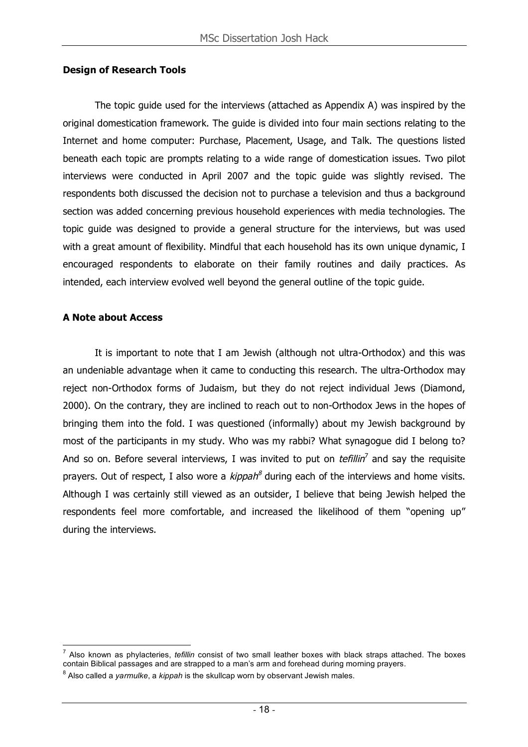**Design of Research Tools**

The topic guide used for the interviews (attached as Appendix A) was inspired by the original domestication framework. The guide is divided into four main sections relating to the Internet and home computer: Purchase, Placement, Usage, and Talk. The questions listed beneath each topic are prompts relating to a wide range of domestication issues. Two pilot interviews were conducted in April 2007 and the topic guide was slightly revised. The respondents both discussed the decision not to purchase a television and thus a background section was added concerning previous household experiences with media technologies. The topic guide was designed to provide a general structure for the interviews, but was used with a great amount of flexibility. Mindful that each household has its own unique dynamic, I encouraged respondents to elaborate on their family routines and daily practices. As intended, each interview evolved well beyond the general outline of the topic guide.

**A Note about Access**

It is important to note that I am Jewish (although not ultra-Orthodox) and this was an undeniable advantage when it came to conducting this research. The ultra-Orthodox may reject non-Orthodox forms of Judaism, but they do not reject individual Jews (Diamond, 2000). On the contrary, they are inclined to reach out to non-Orthodox Jews in the hopes of bringing them into the fold. I was questioned (informally) about my Jewish background by most of the participants in my study. Who was my rabbi? What synagogue did I belong to? And so on. Before several interviews, I was invited to put on *tefillin*[7] and say the requisite prayers. Out of respect, I also wore a *kippah*[8] during each of the interviews and home visits. Although I was certainly still viewed as an outsider, I believe that being Jewish helped the respondents feel more comfortable, and increased the likelihood of them "opening up" during the interviews.

---

[7] Also known as phylacteries, *tefillin* consist of two small leather boxes with black straps attached. The boxes contain Biblical passages and are strapped to a man's arm and forehead during morning prayers.

[8] Also called a *yarmulke*, a *kippah* is the skullcap worn by observant Jewish males.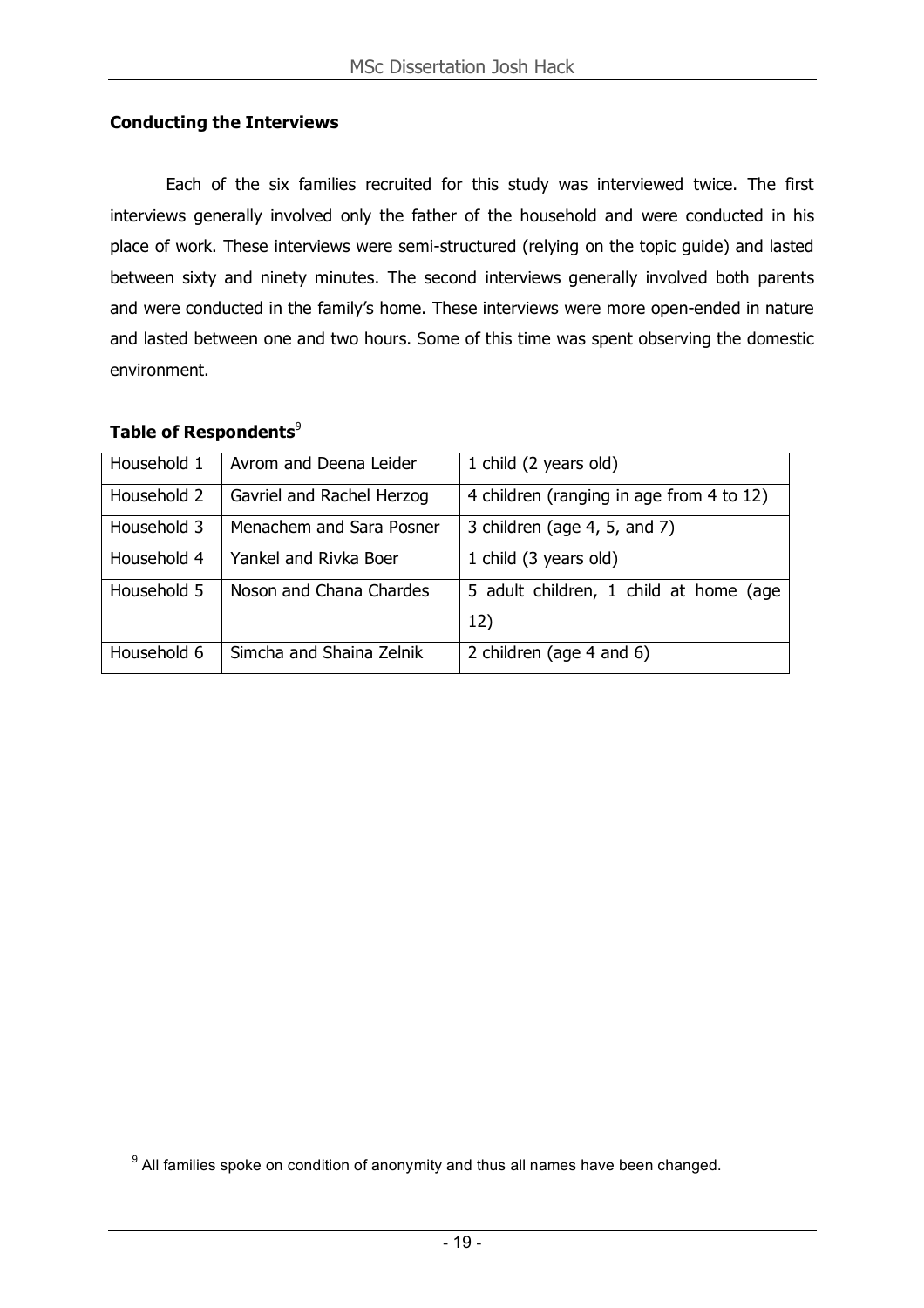**Conducting the Interviews**

Each of the six families recruited for this study was interviewed twice. The first interviews generally involved only the father of the household and were conducted in his place of work. These interviews were semi-structured (relying on the topic guide) and lasted between sixty and ninety minutes. The second interviews generally involved both parents and were conducted in the family's home. These interviews were more open-ended in nature and lasted between one and two hours. Some of this time was spent observing the domestic environment.

**Table of Respondents**[9]

| | | |
|---|---|---|
| Household 1 | Avrom and Deena Leider | 1 child (2 years old) |
| Household 2 | Gavriel and Rachel Herzog | 4 children (ranging in age from 4 to 12) |
| Household 3 | Menachem and Sara Posner | 3 children (age 4, 5, and 7) |
| Household 4 | Yankel and Rivka Boer | 1 child (3 years old) |
| Household 5 | Noson and Chana Chardes | 5 adult children, 1 child at home (age 12) |
| Household 6 | Simcha and Shaina Zelnik | 2 children (age 4 and 6) |

[9] All families spoke on condition of anonymity and thus all names have been changed.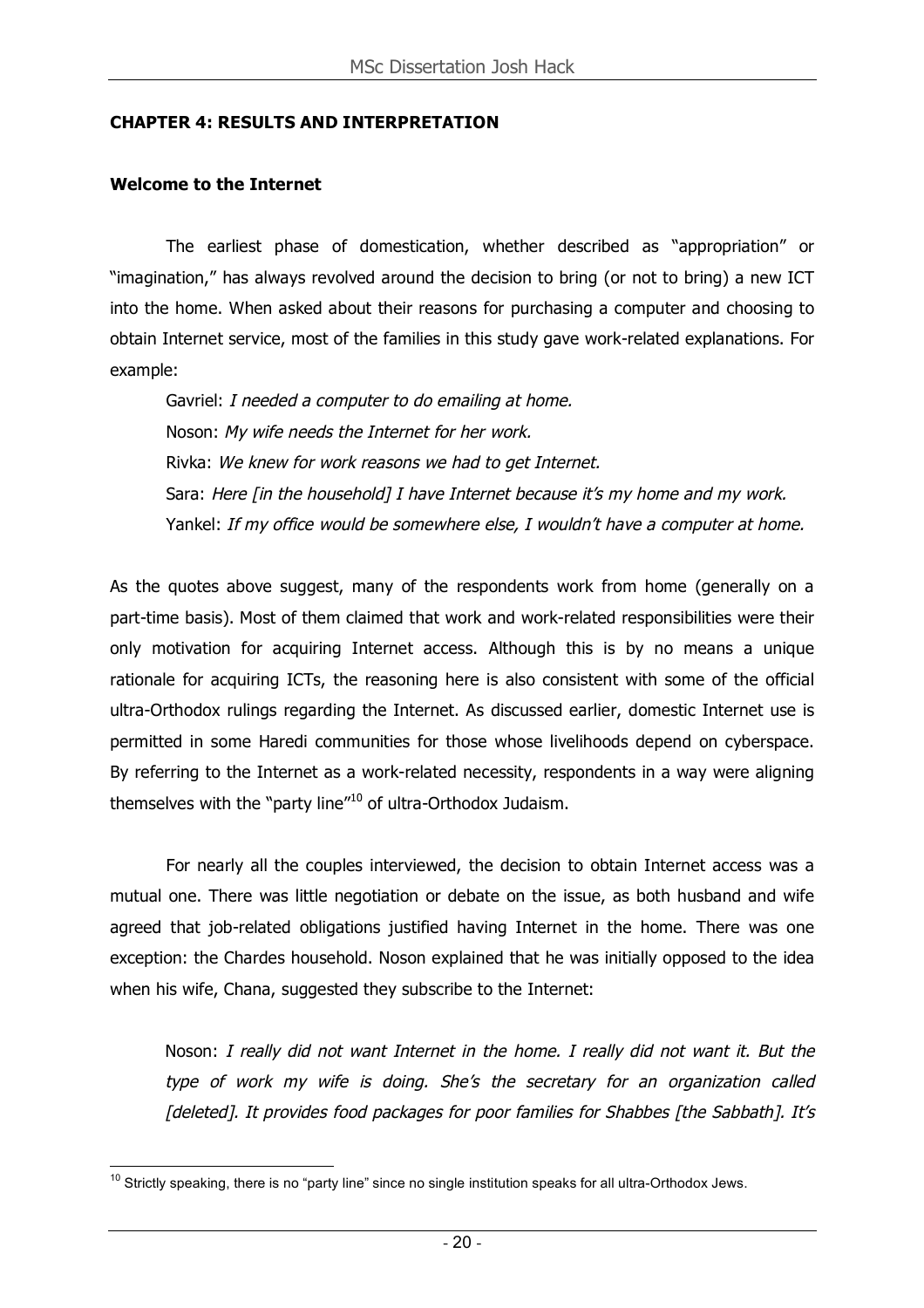## CHAPTER 4: RESULTS AND INTERPRETATION

### Welcome to the Internet

The earliest phase of domestication, whether described as "appropriation" or "imagination," has always revolved around the decision to bring (or not to bring) a new ICT into the home. When asked about their reasons for purchasing a computer and choosing to obtain Internet service, most of the families in this study gave work-related explanations. For example:

> Gavriel: *I needed a computer to do emailing at home.*
> Noson: *My wife needs the Internet for her work.*
> Rivka: *We knew for work reasons we had to get Internet.*
> Sara: *Here [in the household] I have Internet because it's my home and my work.*
> Yankel: *If my office would be somewhere else, I wouldn't have a computer at home.*

As the quotes above suggest, many of the respondents work from home (generally on a part-time basis). Most of them claimed that work and work-related responsibilities were their only motivation for acquiring Internet access. Although this is by no means a unique rationale for acquiring ICTs, the reasoning here is also consistent with some of the official ultra-Orthodox rulings regarding the Internet. As discussed earlier, domestic Internet use is permitted in some Haredi communities for those whose livelihoods depend on cyberspace. By referring to the Internet as a work-related necessity, respondents in a way were aligning themselves with the "party line"[10] of ultra-Orthodox Judaism.

For nearly all the couples interviewed, the decision to obtain Internet access was a mutual one. There was little negotiation or debate on the issue, as both husband and wife agreed that job-related obligations justified having Internet in the home. There was one exception: the Chardes household. Noson explained that he was initially opposed to the idea when his wife, Chana, suggested they subscribe to the Internet:

> Noson: *I really did not want Internet in the home. I really did not want it. But the type of work my wife is doing. She's the secretary for an organization called [deleted]. It provides food packages for poor families for Shabbes [the Sabbath]. It's*

[10] Strictly speaking, there is no "party line" since no single institution speaks for all ultra-Orthodox Jews.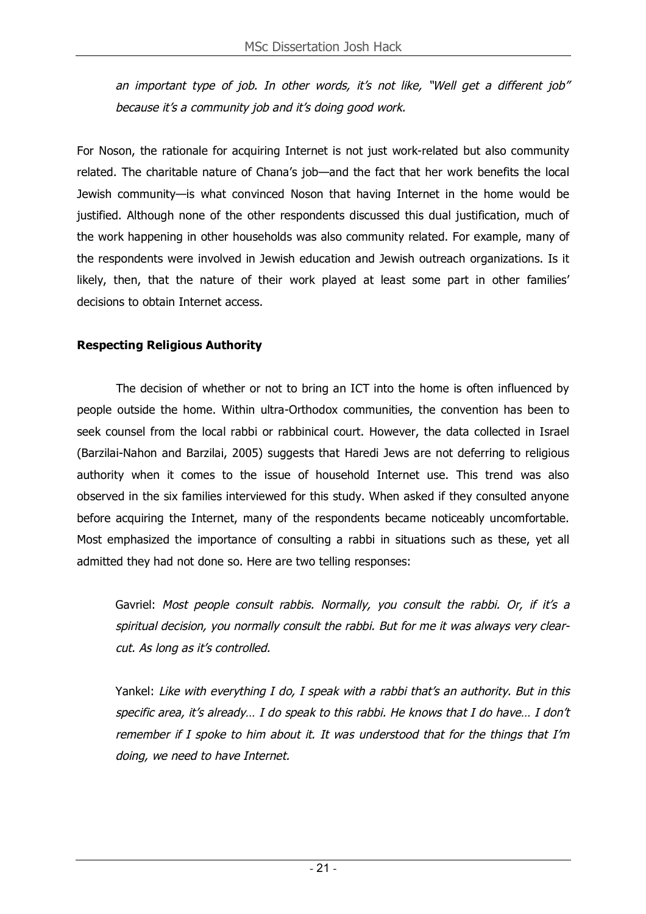*an important type of job. In other words, it's not like, "Well get a different job" because it's a community job and it's doing good work.*

For Noson, the rationale for acquiring Internet is not just work-related but also community related. The charitable nature of Chana's job—and the fact that her work benefits the local Jewish community—is what convinced Noson that having Internet in the home would be justified. Although none of the other respondents discussed this dual justification, much of the work happening in other households was also community related. For example, many of the respondents were involved in Jewish education and Jewish outreach organizations. Is it likely, then, that the nature of their work played at least some part in other families' decisions to obtain Internet access.

**Respecting Religious Authority**

The decision of whether or not to bring an ICT into the home is often influenced by people outside the home. Within ultra-Orthodox communities, the convention has been to seek counsel from the local rabbi or rabbinical court. However, the data collected in Israel (Barzilai-Nahon and Barzilai, 2005) suggests that Haredi Jews are not deferring to religious authority when it comes to the issue of household Internet use. This trend was also observed in the six families interviewed for this study. When asked if they consulted anyone before acquiring the Internet, many of the respondents became noticeably uncomfortable. Most emphasized the importance of consulting a rabbi in situations such as these, yet all admitted they had not done so. Here are two telling responses:

> Gavriel: *Most people consult rabbis. Normally, you consult the rabbi. Or, if it's a spiritual decision, you normally consult the rabbi. But for me it was always very clear-cut. As long as it's controlled.*

> Yankel: *Like with everything I do, I speak with a rabbi that's an authority. But in this specific area, it's already… I do speak to this rabbi. He knows that I do have… I don't remember if I spoke to him about it. It was understood that for the things that I'm doing, we need to have Internet.*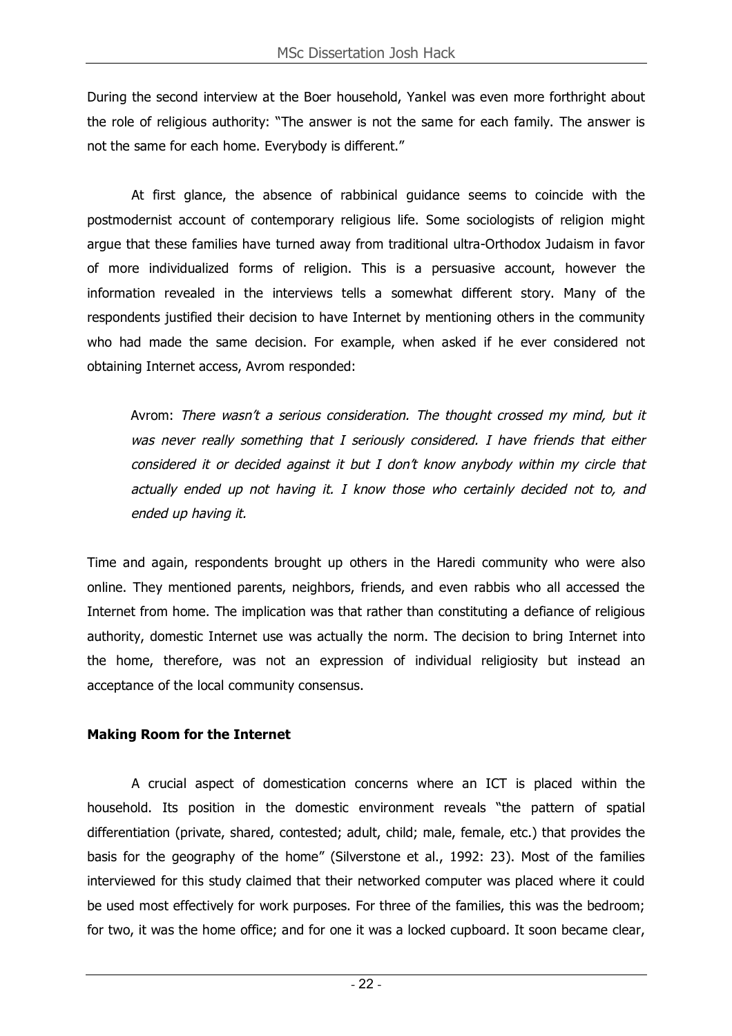During the second interview at the Boer household, Yankel was even more forthright about the role of religious authority: "The answer is not the same for each family. The answer is not the same for each home. Everybody is different."

At first glance, the absence of rabbinical guidance seems to coincide with the postmodernist account of contemporary religious life. Some sociologists of religion might argue that these families have turned away from traditional ultra-Orthodox Judaism in favor of more individualized forms of religion. This is a persuasive account, however the information revealed in the interviews tells a somewhat different story. Many of the respondents justified their decision to have Internet by mentioning others in the community who had made the same decision. For example, when asked if he ever considered not obtaining Internet access, Avrom responded:

> Avrom: *There wasn't a serious consideration. The thought crossed my mind, but it was never really something that I seriously considered. I have friends that either considered it or decided against it but I don't know anybody within my circle that actually ended up not having it. I know those who certainly decided not to, and ended up having it.*

Time and again, respondents brought up others in the Haredi community who were also online. They mentioned parents, neighbors, friends, and even rabbis who all accessed the Internet from home. The implication was that rather than constituting a defiance of religious authority, domestic Internet use was actually the norm. The decision to bring Internet into the home, therefore, was not an expression of individual religiosity but instead an acceptance of the local community consensus.

**Making Room for the Internet**

A crucial aspect of domestication concerns where an ICT is placed within the household. Its position in the domestic environment reveals "the pattern of spatial differentiation (private, shared, contested; adult, child; male, female, etc.) that provides the basis for the geography of the home" (Silverstone et al., 1992: 23). Most of the families interviewed for this study claimed that their networked computer was placed where it could be used most effectively for work purposes. For three of the families, this was the bedroom; for two, it was the home office; and for one it was a locked cupboard. It soon became clear,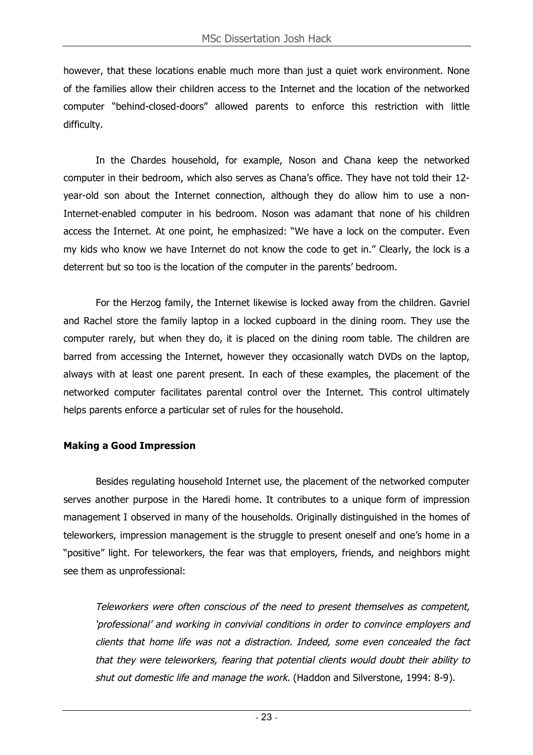however, that these locations enable much more than just a quiet work environment. None of the families allow their children access to the Internet and the location of the networked computer "behind-closed-doors" allowed parents to enforce this restriction with little difficulty.

In the Chardes household, for example, Noson and Chana keep the networked computer in their bedroom, which also serves as Chana's office. They have not told their 12-year-old son about the Internet connection, although they do allow him to use a non-Internet-enabled computer in his bedroom. Noson was adamant that none of his children access the Internet. At one point, he emphasized: "We have a lock on the computer. Even my kids who know we have Internet do not know the code to get in." Clearly, the lock is a deterrent but so too is the location of the computer in the parents' bedroom.

For the Herzog family, the Internet likewise is locked away from the children. Gavriel and Rachel store the family laptop in a locked cupboard in the dining room. They use the computer rarely, but when they do, it is placed on the dining room table. The children are barred from accessing the Internet, however they occasionally watch DVDs on the laptop, always with at least one parent present. In each of these examples, the placement of the networked computer facilitates parental control over the Internet. This control ultimately helps parents enforce a particular set of rules for the household.

**Making a Good Impression**

Besides regulating household Internet use, the placement of the networked computer serves another purpose in the Haredi home. It contributes to a unique form of impression management I observed in many of the households. Originally distinguished in the homes of teleworkers, impression management is the struggle to present oneself and one's home in a "positive" light. For teleworkers, the fear was that employers, friends, and neighbors might see them as unprofessional:

> *Teleworkers were often conscious of the need to present themselves as competent, 'professional' and working in convivial conditions in order to convince employers and clients that home life was not a distraction. Indeed, some even concealed the fact that they were teleworkers, fearing that potential clients would doubt their ability to shut out domestic life and manage the work.* (Haddon and Silverstone, 1994: 8-9).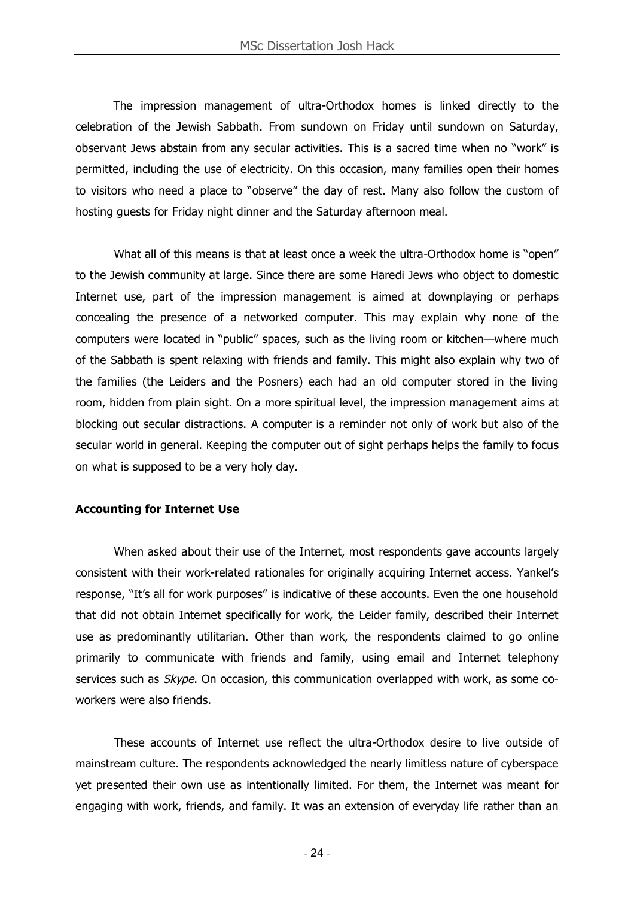The impression management of ultra-Orthodox homes is linked directly to the celebration of the Jewish Sabbath. From sundown on Friday until sundown on Saturday, observant Jews abstain from any secular activities. This is a sacred time when no "work" is permitted, including the use of electricity. On this occasion, many families open their homes to visitors who need a place to "observe" the day of rest. Many also follow the custom of hosting guests for Friday night dinner and the Saturday afternoon meal.

What all of this means is that at least once a week the ultra-Orthodox home is "open" to the Jewish community at large. Since there are some Haredi Jews who object to domestic Internet use, part of the impression management is aimed at downplaying or perhaps concealing the presence of a networked computer. This may explain why none of the computers were located in "public" spaces, such as the living room or kitchen—where much of the Sabbath is spent relaxing with friends and family. This might also explain why two of the families (the Leiders and the Posners) each had an old computer stored in the living room, hidden from plain sight. On a more spiritual level, the impression management aims at blocking out secular distractions. A computer is a reminder not only of work but also of the secular world in general. Keeping the computer out of sight perhaps helps the family to focus on what is supposed to be a very holy day.

**Accounting for Internet Use**

When asked about their use of the Internet, most respondents gave accounts largely consistent with their work-related rationales for originally acquiring Internet access. Yankel's response, "It's all for work purposes" is indicative of these accounts. Even the one household that did not obtain Internet specifically for work, the Leider family, described their Internet use as predominantly utilitarian. Other than work, the respondents claimed to go online primarily to communicate with friends and family, using email and Internet telephony services such as *Skype*. On occasion, this communication overlapped with work, as some co-workers were also friends.

These accounts of Internet use reflect the ultra-Orthodox desire to live outside of mainstream culture. The respondents acknowledged the nearly limitless nature of cyberspace yet presented their own use as intentionally limited. For them, the Internet was meant for engaging with work, friends, and family. It was an extension of everyday life rather than an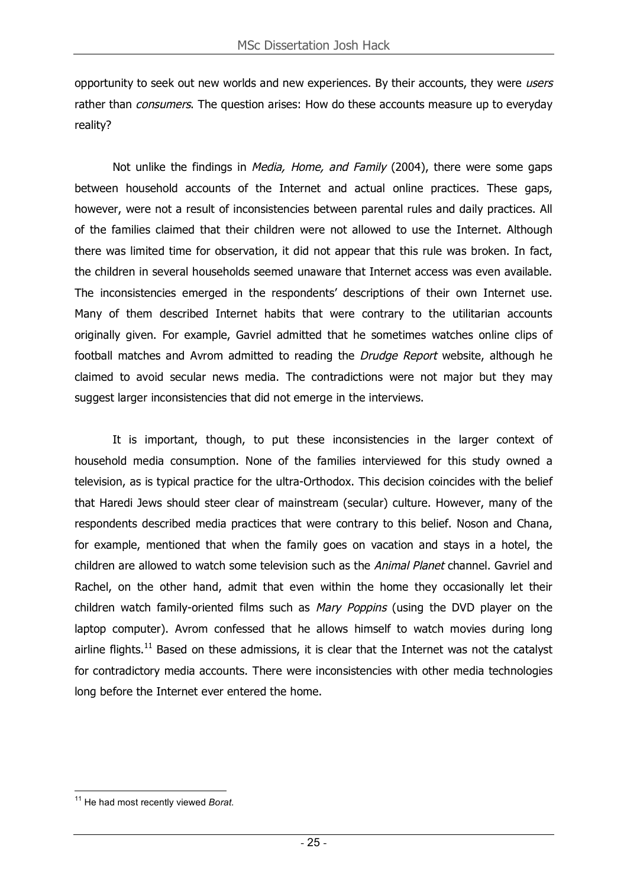opportunity to seek out new worlds and new experiences. By their accounts, they were *users* rather than *consumers*. The question arises: How do these accounts measure up to everyday reality?

Not unlike the findings in *Media, Home, and Family* (2004), there were some gaps between household accounts of the Internet and actual online practices. These gaps, however, were not a result of inconsistencies between parental rules and daily practices. All of the families claimed that their children were not allowed to use the Internet. Although there was limited time for observation, it did not appear that this rule was broken. In fact, the children in several households seemed unaware that Internet access was even available. The inconsistencies emerged in the respondents' descriptions of their own Internet use. Many of them described Internet habits that were contrary to the utilitarian accounts originally given. For example, Gavriel admitted that he sometimes watches online clips of football matches and Avrom admitted to reading the *Drudge Report* website, although he claimed to avoid secular news media. The contradictions were not major but they may suggest larger inconsistencies that did not emerge in the interviews.

It is important, though, to put these inconsistencies in the larger context of household media consumption. None of the families interviewed for this study owned a television, as is typical practice for the ultra-Orthodox. This decision coincides with the belief that Haredi Jews should steer clear of mainstream (secular) culture. However, many of the respondents described media practices that were contrary to this belief. Noson and Chana, for example, mentioned that when the family goes on vacation and stays in a hotel, the children are allowed to watch some television such as the *Animal Planet* channel. Gavriel and Rachel, on the other hand, admit that even within the home they occasionally let their children watch family-oriented films such as *Mary Poppins* (using the DVD player on the laptop computer). Avrom confessed that he allows himself to watch movies during long airline flights.[11] Based on these admissions, it is clear that the Internet was not the catalyst for contradictory media accounts. There were inconsistencies with other media technologies long before the Internet ever entered the home.

[11] He had most recently viewed *Borat*.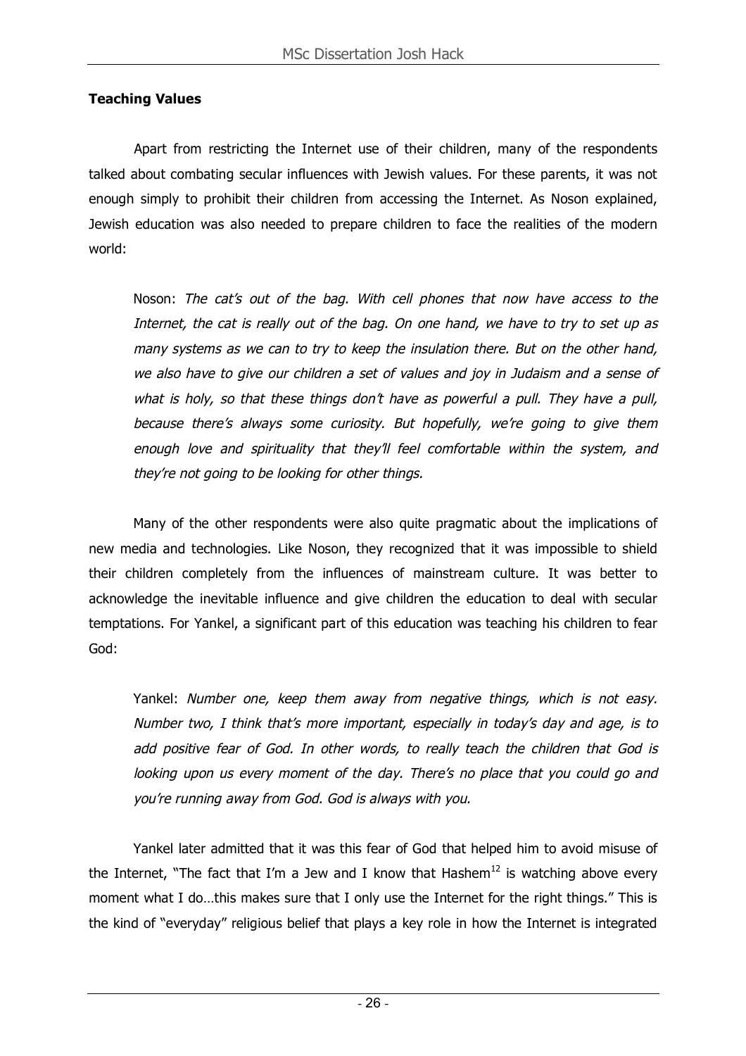**Teaching Values**

Apart from restricting the Internet use of their children, many of the respondents talked about combating secular influences with Jewish values. For these parents, it was not enough simply to prohibit their children from accessing the Internet. As Noson explained, Jewish education was also needed to prepare children to face the realities of the modern world:

> Noson: *The cat's out of the bag. With cell phones that now have access to the Internet, the cat is really out of the bag. On one hand, we have to try to set up as many systems as we can to try to keep the insulation there. But on the other hand, we also have to give our children a set of values and joy in Judaism and a sense of what is holy, so that these things don't have as powerful a pull. They have a pull, because there's always some curiosity. But hopefully, we're going to give them enough love and spirituality that they'll feel comfortable within the system, and they're not going to be looking for other things.*

Many of the other respondents were also quite pragmatic about the implications of new media and technologies. Like Noson, they recognized that it was impossible to shield their children completely from the influences of mainstream culture. It was better to acknowledge the inevitable influence and give children the education to deal with secular temptations. For Yankel, a significant part of this education was teaching his children to fear God:

> Yankel: *Number one, keep them away from negative things, which is not easy. Number two, I think that's more important, especially in today's day and age, is to add positive fear of God. In other words, to really teach the children that God is looking upon us every moment of the day. There's no place that you could go and you're running away from God. God is always with you.*

Yankel later admitted that it was this fear of God that helped him to avoid misuse of the Internet, "The fact that I'm a Jew and I know that Hashem[12] is watching above every moment what I do…this makes sure that I only use the Internet for the right things." This is the kind of "everyday" religious belief that plays a key role in how the Internet is integrated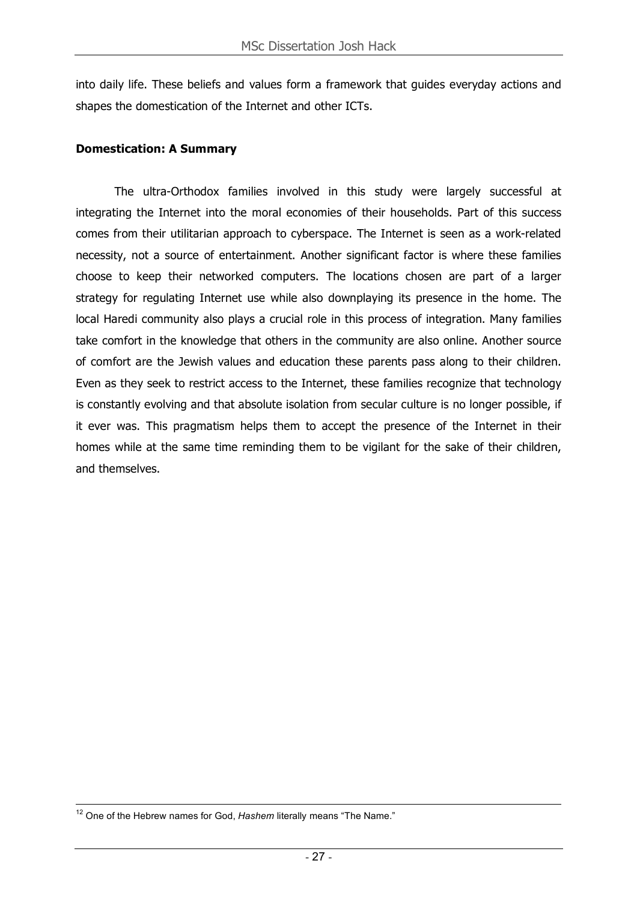into daily life. These beliefs and values form a framework that guides everyday actions and shapes the domestication of the Internet and other ICTs.

**Domestication: A Summary**

The ultra-Orthodox families involved in this study were largely successful at integrating the Internet into the moral economies of their households. Part of this success comes from their utilitarian approach to cyberspace. The Internet is seen as a work-related necessity, not a source of entertainment. Another significant factor is where these families choose to keep their networked computers. The locations chosen are part of a larger strategy for regulating Internet use while also downplaying its presence in the home. The local Haredi community also plays a crucial role in this process of integration. Many families take comfort in the knowledge that others in the community are also online. Another source of comfort are the Jewish values and education these parents pass along to their children. Even as they seek to restrict access to the Internet, these families recognize that technology is constantly evolving and that absolute isolation from secular culture is no longer possible, if it ever was. This pragmatism helps them to accept the presence of the Internet in their homes while at the same time reminding them to be vigilant for the sake of their children, and themselves.

[12] One of the Hebrew names for God, *Hashem* literally means "The Name."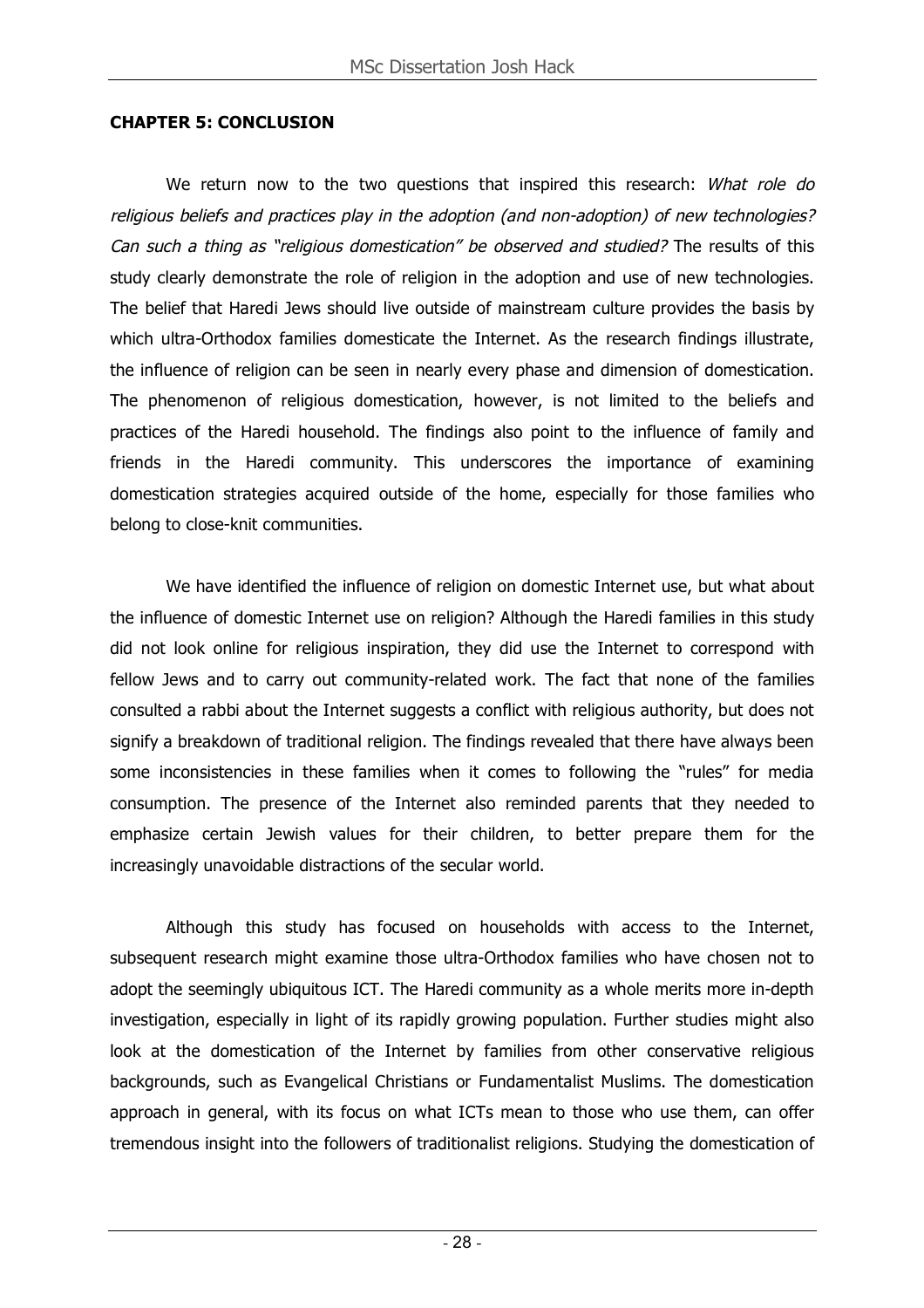**CHAPTER 5: CONCLUSION**

We return now to the two questions that inspired this research: *What role do religious beliefs and practices play in the adoption (and non-adoption) of new technologies? Can such a thing as "religious domestication" be observed and studied?* The results of this study clearly demonstrate the role of religion in the adoption and use of new technologies. The belief that Haredi Jews should live outside of mainstream culture provides the basis by which ultra-Orthodox families domesticate the Internet. As the research findings illustrate, the influence of religion can be seen in nearly every phase and dimension of domestication. The phenomenon of religious domestication, however, is not limited to the beliefs and practices of the Haredi household. The findings also point to the influence of family and friends in the Haredi community. This underscores the importance of examining domestication strategies acquired outside of the home, especially for those families who belong to close-knit communities.

We have identified the influence of religion on domestic Internet use, but what about the influence of domestic Internet use on religion? Although the Haredi families in this study did not look online for religious inspiration, they did use the Internet to correspond with fellow Jews and to carry out community-related work. The fact that none of the families consulted a rabbi about the Internet suggests a conflict with religious authority, but does not signify a breakdown of traditional religion. The findings revealed that there have always been some inconsistencies in these families when it comes to following the "rules" for media consumption. The presence of the Internet also reminded parents that they needed to emphasize certain Jewish values for their children, to better prepare them for the increasingly unavoidable distractions of the secular world.

Although this study has focused on households with access to the Internet, subsequent research might examine those ultra-Orthodox families who have chosen not to adopt the seemingly ubiquitous ICT. The Haredi community as a whole merits more in-depth investigation, especially in light of its rapidly growing population. Further studies might also look at the domestication of the Internet by families from other conservative religious backgrounds, such as Evangelical Christians or Fundamentalist Muslims. The domestication approach in general, with its focus on what ICTs mean to those who use them, can offer tremendous insight into the followers of traditionalist religions. Studying the domestication of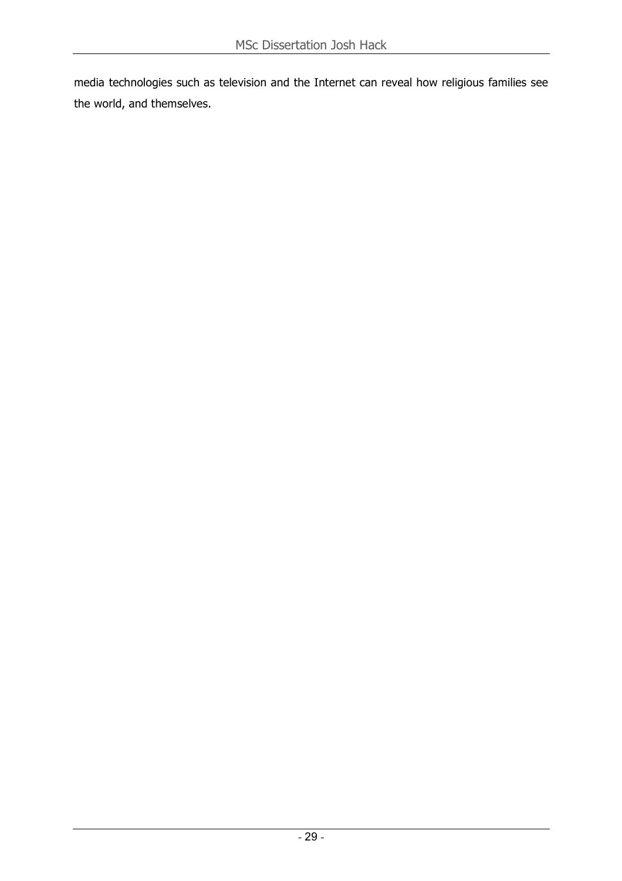media technologies such as television and the Internet can reveal how religious families see the world, and themselves.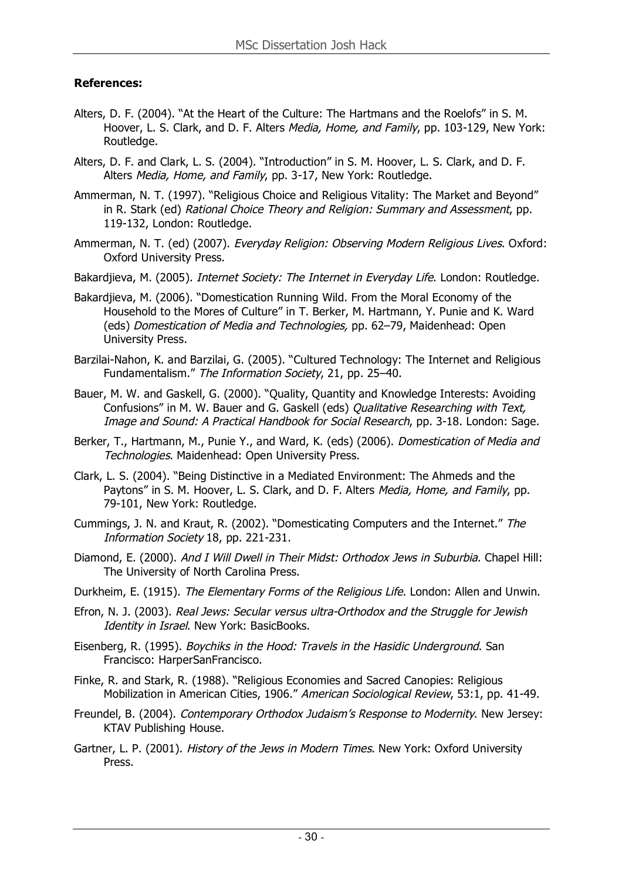**References:**

Alters, D. F. (2004). "At the Heart of the Culture: The Hartmans and the Roelofs" in S. M. Hoover, L. S. Clark, and D. F. Alters *Media, Home, and Family*, pp. 103-129, New York: Routledge.

Alters, D. F. and Clark, L. S. (2004). "Introduction" in S. M. Hoover, L. S. Clark, and D. F. Alters *Media, Home, and Family*, pp. 3-17, New York: Routledge.

Ammerman, N. T. (1997). "Religious Choice and Religious Vitality: The Market and Beyond" in R. Stark (ed) *Rational Choice Theory and Religion: Summary and Assessment*, pp. 119-132, London: Routledge.

Ammerman, N. T. (ed) (2007). *Everyday Religion: Observing Modern Religious Lives*. Oxford: Oxford University Press.

Bakardjieva, M. (2005). *Internet Society: The Internet in Everyday Life*. London: Routledge.

Bakardjieva, M. (2006). "Domestication Running Wild. From the Moral Economy of the Household to the Mores of Culture" in T. Berker, M. Hartmann, Y. Punie and K. Ward (eds) *Domestication of Media and Technologies,* pp. 62–79, Maidenhead: Open University Press.

Barzilai-Nahon, K. and Barzilai, G. (2005). "Cultured Technology: The Internet and Religious Fundamentalism." *The Information Society*, 21, pp. 25–40.

Bauer, M. W. and Gaskell, G. (2000). "Quality, Quantity and Knowledge Interests: Avoiding Confusions" in M. W. Bauer and G. Gaskell (eds) *Qualitative Researching with Text, Image and Sound: A Practical Handbook for Social Research*, pp. 3-18. London: Sage.

Berker, T., Hartmann, M., Punie Y., and Ward, K. (eds) (2006). *Domestication of Media and Technologies*. Maidenhead: Open University Press.

Clark, L. S. (2004). "Being Distinctive in a Mediated Environment: The Ahmeds and the Paytons" in S. M. Hoover, L. S. Clark, and D. F. Alters *Media, Home, and Family*, pp. 79-101, New York: Routledge.

Cummings, J. N. and Kraut, R. (2002). "Domesticating Computers and the Internet." *The Information Society* 18, pp. 221-231.

Diamond, E. (2000). *And I Will Dwell in Their Midst: Orthodox Jews in Suburbia*. Chapel Hill: The University of North Carolina Press.

Durkheim, E. (1915). *The Elementary Forms of the Religious Life*. London: Allen and Unwin.

Efron, N. J. (2003). *Real Jews: Secular versus ultra-Orthodox and the Struggle for Jewish Identity in Israel*. New York: BasicBooks.

Eisenberg, R. (1995). *Boychiks in the Hood: Travels in the Hasidic Underground*. San Francisco: HarperSanFrancisco.

Finke, R. and Stark, R. (1988). "Religious Economies and Sacred Canopies: Religious Mobilization in American Cities, 1906." *American Sociological Review*, 53:1, pp. 41-49.

Freundel, B. (2004). *Contemporary Orthodox Judaism's Response to Modernity*. New Jersey: KTAV Publishing House.

Gartner, L. P. (2001). *History of the Jews in Modern Times*. New York: Oxford University Press.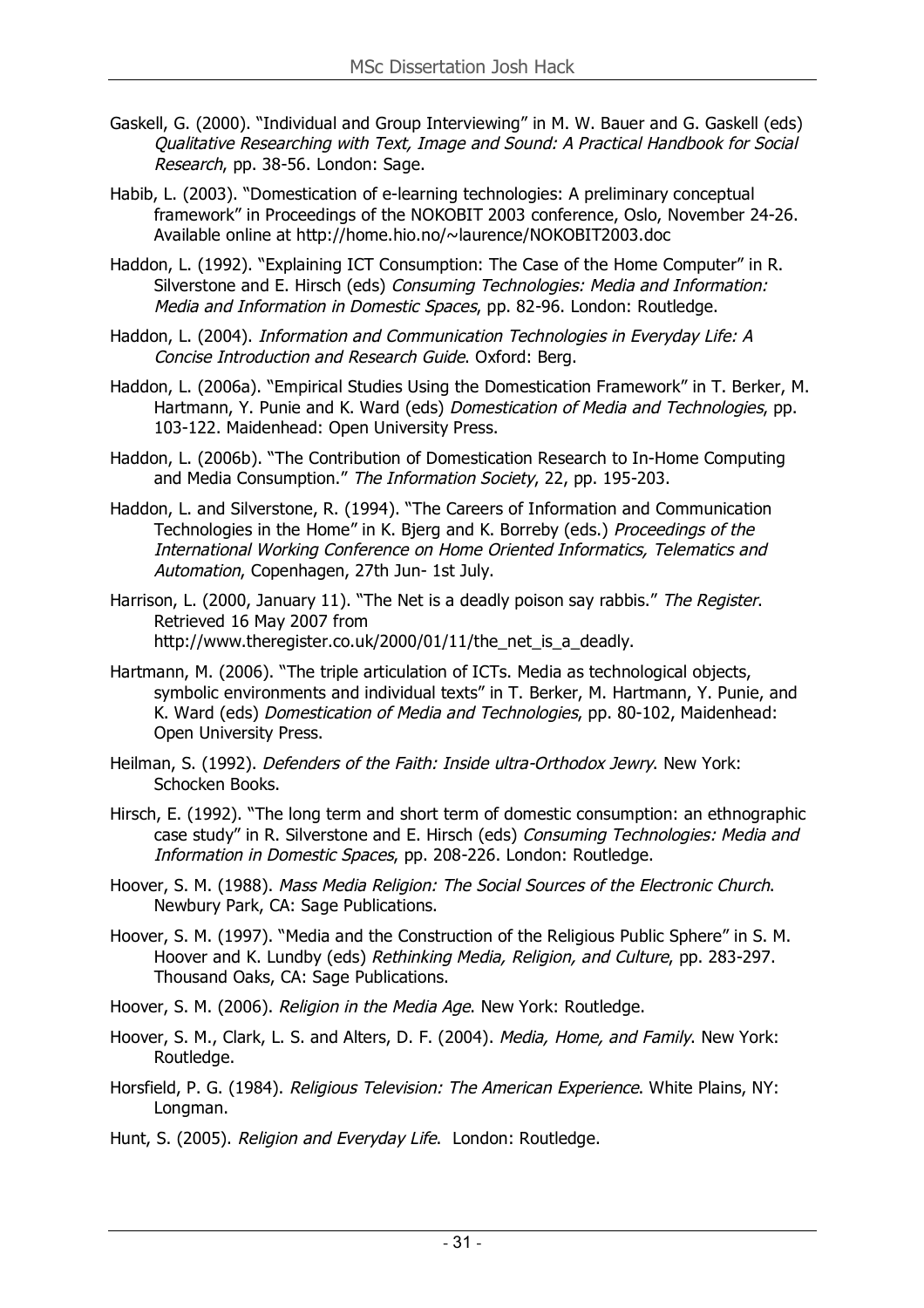Gaskell, G. (2000). "Individual and Group Interviewing" in M. W. Bauer and G. Gaskell (eds) *Qualitative Researching with Text, Image and Sound: A Practical Handbook for Social Research*, pp. 38-56. London: Sage.

Habib, L. (2003). "Domestication of e-learning technologies: A preliminary conceptual framework" in Proceedings of the NOKOBIT 2003 conference, Oslo, November 24-26. Available online at http://home.hio.no/~laurence/NOKOBIT2003.doc

Haddon, L. (1992). "Explaining ICT Consumption: The Case of the Home Computer" in R. Silverstone and E. Hirsch (eds) *Consuming Technologies: Media and Information: Media and Information in Domestic Spaces*, pp. 82-96. London: Routledge.

Haddon, L. (2004). *Information and Communication Technologies in Everyday Life: A Concise Introduction and Research Guide*. Oxford: Berg.

Haddon, L. (2006a). "Empirical Studies Using the Domestication Framework" in T. Berker, M. Hartmann, Y. Punie and K. Ward (eds) *Domestication of Media and Technologies*, pp. 103-122. Maidenhead: Open University Press.

Haddon, L. (2006b). "The Contribution of Domestication Research to In-Home Computing and Media Consumption." *The Information Society*, 22, pp. 195-203.

Haddon, L. and Silverstone, R. (1994). "The Careers of Information and Communication Technologies in the Home" in K. Bjerg and K. Borreby (eds.) *Proceedings of the International Working Conference on Home Oriented Informatics, Telematics and Automation*, Copenhagen, 27th Jun- 1st July.

Harrison, L. (2000, January 11). "The Net is a deadly poison say rabbis." *The Register*. Retrieved 16 May 2007 from http://www.theregister.co.uk/2000/01/11/the_net_is_a_deadly.

Hartmann, M. (2006). "The triple articulation of ICTs. Media as technological objects, symbolic environments and individual texts" in T. Berker, M. Hartmann, Y. Punie, and K. Ward (eds) *Domestication of Media and Technologies*, pp. 80-102, Maidenhead: Open University Press.

Heilman, S. (1992). *Defenders of the Faith: Inside ultra-Orthodox Jewry*. New York: Schocken Books.

Hirsch, E. (1992). "The long term and short term of domestic consumption: an ethnographic case study" in R. Silverstone and E. Hirsch (eds) *Consuming Technologies: Media and Information in Domestic Spaces*, pp. 208-226. London: Routledge.

Hoover, S. M. (1988). *Mass Media Religion: The Social Sources of the Electronic Church*. Newbury Park, CA: Sage Publications.

Hoover, S. M. (1997). "Media and the Construction of the Religious Public Sphere" in S. M. Hoover and K. Lundby (eds) *Rethinking Media, Religion, and Culture*, pp. 283-297. Thousand Oaks, CA: Sage Publications.

Hoover, S. M. (2006). *Religion in the Media Age*. New York: Routledge.

Hoover, S. M., Clark, L. S. and Alters, D. F. (2004). *Media, Home, and Family*. New York: Routledge.

Horsfield, P. G. (1984). *Religious Television: The American Experience*. White Plains, NY: Longman.

Hunt, S. (2005). *Religion and Everyday Life*. London: Routledge.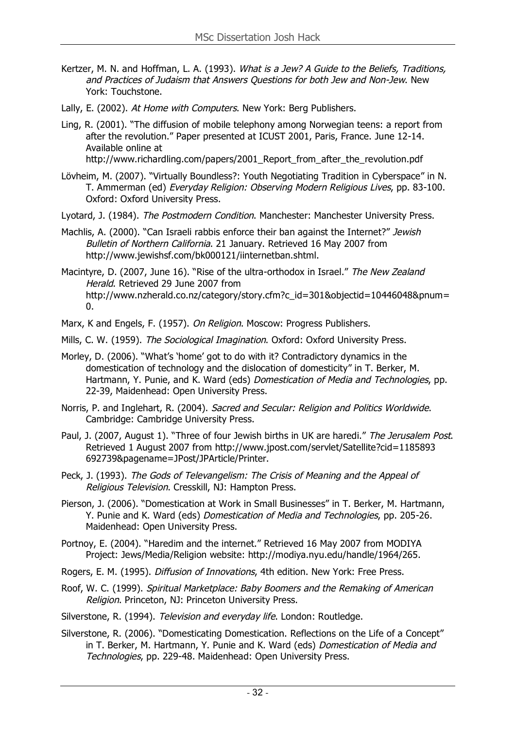Kertzer, M. N. and Hoffman, L. A. (1993). *What is a Jew? A Guide to the Beliefs, Traditions, and Practices of Judaism that Answers Questions for both Jew and Non-Jew*. New York: Touchstone.

Lally, E. (2002). *At Home with Computers*. New York: Berg Publishers.

Ling, R. (2001). "The diffusion of mobile telephony among Norwegian teens: a report from after the revolution." Paper presented at ICUST 2001, Paris, France. June 12-14. Available online at http://www.richardling.com/papers/2001_Report_from_after_the_revolution.pdf

Lövheim, M. (2007). "Virtually Boundless?: Youth Negotiating Tradition in Cyberspace" in N. T. Ammerman (ed) *Everyday Religion: Observing Modern Religious Lives*, pp. 83-100. Oxford: Oxford University Press.

Lyotard, J. (1984). *The Postmodern Condition*. Manchester: Manchester University Press.

Machlis, A. (2000). "Can Israeli rabbis enforce their ban against the Internet?" *Jewish Bulletin of Northern California*. 21 January. Retrieved 16 May 2007 from http://www.jewishsf.com/bk000121/iinternetban.shtml.

Macintyre, D. (2007, June 16). "Rise of the ultra-orthodox in Israel." *The New Zealand Herald*. Retrieved 29 June 2007 from http://www.nzherald.co.nz/category/story.cfm?c_id=301&objectid=10446048&pnum=0.

Marx, K and Engels, F. (1957). *On Religion*. Moscow: Progress Publishers.

Mills, C. W. (1959). *The Sociological Imagination*. Oxford: Oxford University Press.

Morley, D. (2006). "What's 'home' got to do with it? Contradictory dynamics in the domestication of technology and the dislocation of domesticity" in T. Berker, M. Hartmann, Y. Punie, and K. Ward (eds) *Domestication of Media and Technologies*, pp. 22-39, Maidenhead: Open University Press.

Norris, P. and Inglehart, R. (2004). *Sacred and Secular: Religion and Politics Worldwide*. Cambridge: Cambridge University Press.

Paul, J. (2007, August 1). "Three of four Jewish births in UK are haredi." *The Jerusalem Post*. Retrieved 1 August 2007 from http://www.jpost.com/servlet/Satellite?cid=1185893692739&pagename=JPost/JPArticle/Printer.

Peck, J. (1993). *The Gods of Televangelism: The Crisis of Meaning and the Appeal of Religious Television*. Cresskill, NJ: Hampton Press.

Pierson, J. (2006). "Domestication at Work in Small Businesses" in T. Berker, M. Hartmann, Y. Punie and K. Ward (eds) *Domestication of Media and Technologies*, pp. 205-26. Maidenhead: Open University Press.

Portnoy, E. (2004). "Haredim and the internet." Retrieved 16 May 2007 from MODIYA Project: Jews/Media/Religion website: http://modiya.nyu.edu/handle/1964/265.

Rogers, E. M. (1995). *Diffusion of Innovations*, 4th edition. New York: Free Press.

Roof, W. C. (1999). *Spiritual Marketplace: Baby Boomers and the Remaking of American Religion*. Princeton, NJ: Princeton University Press.

Silverstone, R. (1994). *Television and everyday life*. London: Routledge.

Silverstone, R. (2006). "Domesticating Domestication. Reflections on the Life of a Concept" in T. Berker, M. Hartmann, Y. Punie and K. Ward (eds) *Domestication of Media and Technologies*, pp. 229-48. Maidenhead: Open University Press.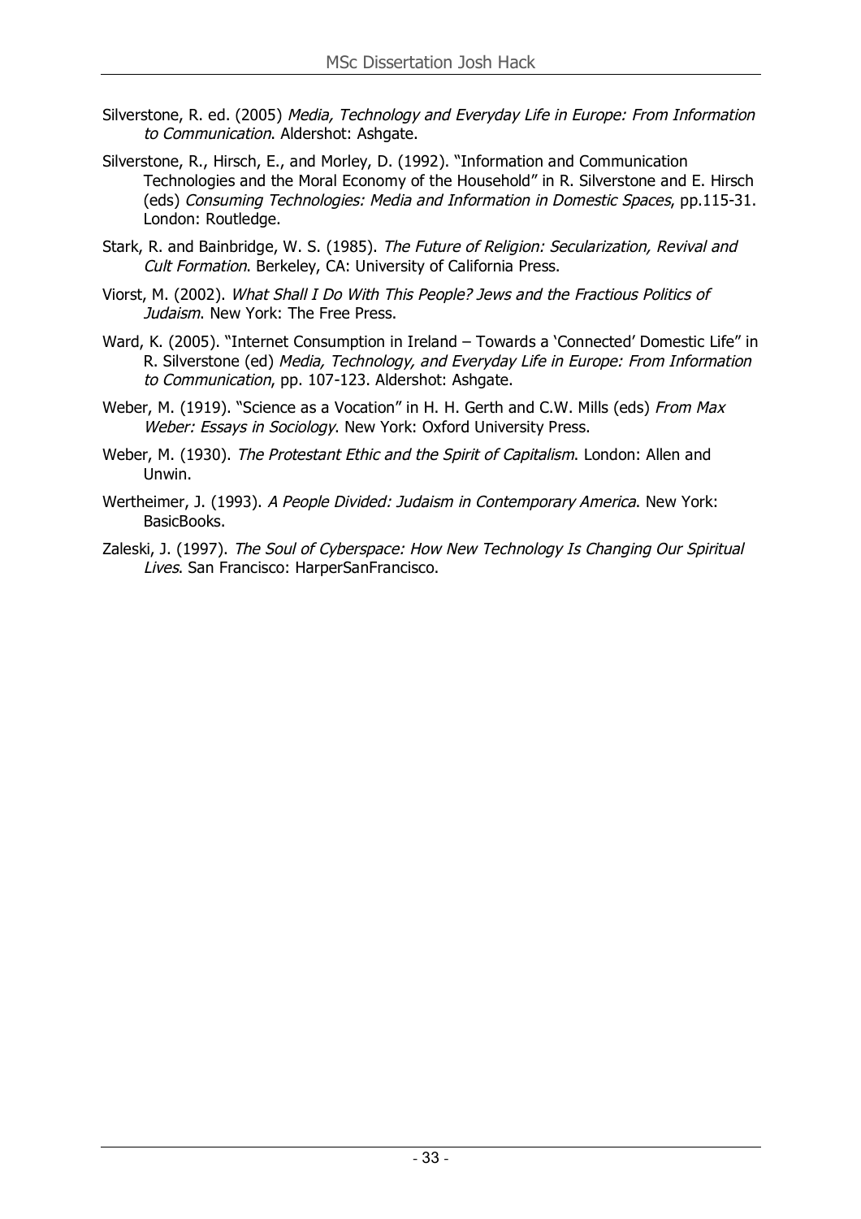Silverstone, R. ed. (2005) *Media, Technology and Everyday Life in Europe: From Information to Communication*. Aldershot: Ashgate.

Silverstone, R., Hirsch, E., and Morley, D. (1992). "Information and Communication Technologies and the Moral Economy of the Household" in R. Silverstone and E. Hirsch (eds) *Consuming Technologies: Media and Information in Domestic Spaces*, pp.115-31. London: Routledge.

Stark, R. and Bainbridge, W. S. (1985). *The Future of Religion: Secularization, Revival and Cult Formation*. Berkeley, CA: University of California Press.

Viorst, M. (2002). *What Shall I Do With This People? Jews and the Fractious Politics of Judaism*. New York: The Free Press.

Ward, K. (2005). "Internet Consumption in Ireland – Towards a 'Connected' Domestic Life" in R. Silverstone (ed) *Media, Technology, and Everyday Life in Europe: From Information to Communication*, pp. 107-123. Aldershot: Ashgate.

Weber, M. (1919). "Science as a Vocation" in H. H. Gerth and C.W. Mills (eds) *From Max Weber: Essays in Sociology*. New York: Oxford University Press.

Weber, M. (1930). *The Protestant Ethic and the Spirit of Capitalism*. London: Allen and Unwin.

Wertheimer, J. (1993). *A People Divided: Judaism in Contemporary America*. New York: BasicBooks.

Zaleski, J. (1997). *The Soul of Cyberspace: How New Technology Is Changing Our Spiritual Lives*. San Francisco: HarperSanFrancisco.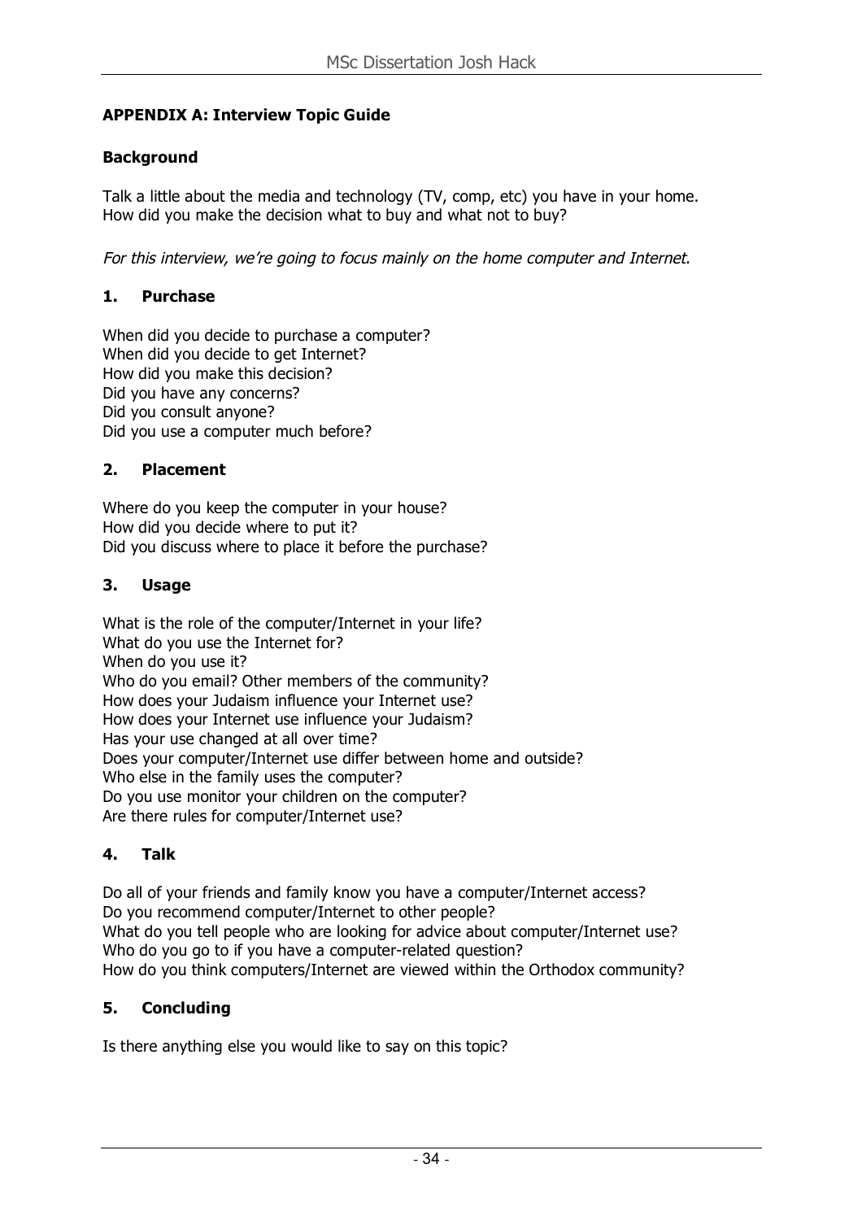## APPENDIX A: Interview Topic Guide

### Background

Talk a little about the media and technology (TV, comp, etc) you have in your home.
How did you make the decision what to buy and what not to buy?

*For this interview, we're going to focus mainly on the home computer and Internet.*

### 1. Purchase

When did you decide to purchase a computer?
When did you decide to get Internet?
How did you make this decision?
Did you have any concerns?
Did you consult anyone?
Did you use a computer much before?

### 2. Placement

Where do you keep the computer in your house?
How did you decide where to put it?
Did you discuss where to place it before the purchase?

### 3. Usage

What is the role of the computer/Internet in your life?
What do you use the Internet for?
When do you use it?
Who do you email? Other members of the community?
How does your Judaism influence your Internet use?
How does your Internet use influence your Judaism?
Has your use changed at all over time?
Does your computer/Internet use differ between home and outside?
Who else in the family uses the computer?
Do you use monitor your children on the computer?
Are there rules for computer/Internet use?

### 4. Talk

Do all of your friends and family know you have a computer/Internet access?
Do you recommend computer/Internet to other people?
What do you tell people who are looking for advice about computer/Internet use?
Who do you go to if you have a computer-related question?
How do you think computers/Internet are viewed within the Orthodox community?

### 5. Concluding

Is there anything else you would like to say on this topic?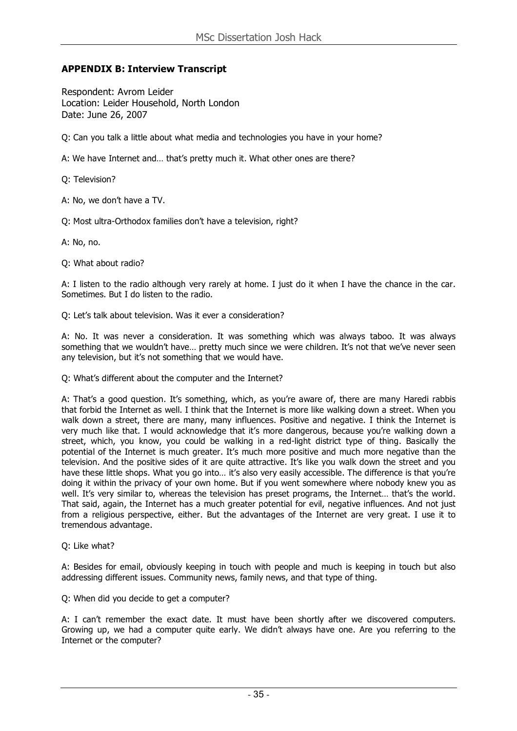## APPENDIX B: Interview Transcript

Respondent: Avrom Leider
Location: Leider Household, North London
Date: June 26, 2007

Q: Can you talk a little about what media and technologies you have in your home?

A: We have Internet and… that's pretty much it. What other ones are there?

Q: Television?

A: No, we don't have a TV.

Q: Most ultra-Orthodox families don't have a television, right?

A: No, no.

Q: What about radio?

A: I listen to the radio although very rarely at home. I just do it when I have the chance in the car. Sometimes. But I do listen to the radio.

Q: Let's talk about television. Was it ever a consideration?

A: No. It was never a consideration. It was something which was always taboo. It was always something that we wouldn't have… pretty much since we were children. It's not that we've never seen any television, but it's not something that we would have.

Q: What's different about the computer and the Internet?

A: That's a good question. It's something, which, as you're aware of, there are many Haredi rabbis that forbid the Internet as well. I think that the Internet is more like walking down a street. When you walk down a street, there are many, many influences. Positive and negative. I think the Internet is very much like that. I would acknowledge that it's more dangerous, because you're walking down a street, which, you know, you could be walking in a red-light district type of thing. Basically the potential of the Internet is much greater. It's much more positive and much more negative than the television. And the positive sides of it are quite attractive. It's like you walk down the street and you have these little shops. What you go into… it's also very easily accessible. The difference is that you're doing it within the privacy of your own home. But if you went somewhere where nobody knew you as well. It's very similar to, whereas the television has preset programs, the Internet… that's the world. That said, again, the Internet has a much greater potential for evil, negative influences. And not just from a religious perspective, either. But the advantages of the Internet are very great. I use it to tremendous advantage.

Q: Like what?

A: Besides for email, obviously keeping in touch with people and much is keeping in touch but also addressing different issues. Community news, family news, and that type of thing.

Q: When did you decide to get a computer?

A: I can't remember the exact date. It must have been shortly after we discovered computers. Growing up, we had a computer quite early. We didn't always have one. Are you referring to the Internet or the computer?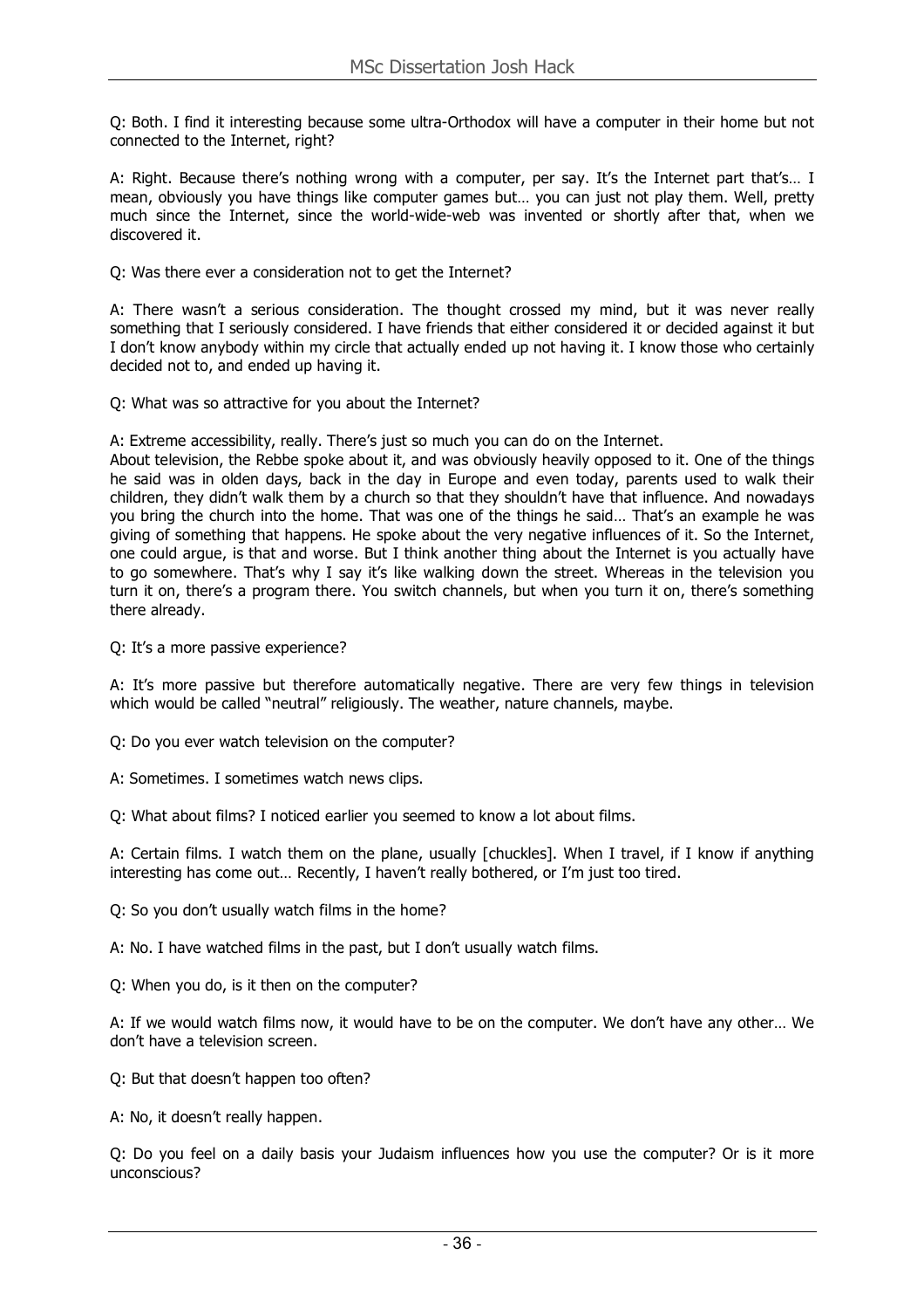Q: Both. I find it interesting because some ultra-Orthodox will have a computer in their home but not connected to the Internet, right?

A: Right. Because there's nothing wrong with a computer, per say. It's the Internet part that's… I mean, obviously you have things like computer games but… you can just not play them. Well, pretty much since the Internet, since the world-wide-web was invented or shortly after that, when we discovered it.

Q: Was there ever a consideration not to get the Internet?

A: There wasn't a serious consideration. The thought crossed my mind, but it was never really something that I seriously considered. I have friends that either considered it or decided against it but I don't know anybody within my circle that actually ended up not having it. I know those who certainly decided not to, and ended up having it.

Q: What was so attractive for you about the Internet?

A: Extreme accessibility, really. There's just so much you can do on the Internet.
About television, the Rebbe spoke about it, and was obviously heavily opposed to it. One of the things he said was in olden days, back in the day in Europe and even today, parents used to walk their children, they didn't walk them by a church so that they shouldn't have that influence. And nowadays you bring the church into the home. That was one of the things he said… That's an example he was giving of something that happens. He spoke about the very negative influences of it. So the Internet, one could argue, is that and worse. But I think another thing about the Internet is you actually have to go somewhere. That's why I say it's like walking down the street. Whereas in the television you turn it on, there's a program there. You switch channels, but when you turn it on, there's something there already.

Q: It's a more passive experience?

A: It's more passive but therefore automatically negative. There are very few things in television which would be called "neutral" religiously. The weather, nature channels, maybe.

Q: Do you ever watch television on the computer?

A: Sometimes. I sometimes watch news clips.

Q: What about films? I noticed earlier you seemed to know a lot about films.

A: Certain films. I watch them on the plane, usually [chuckles]. When I travel, if I know if anything interesting has come out… Recently, I haven't really bothered, or I'm just too tired.

Q: So you don't usually watch films in the home?

A: No. I have watched films in the past, but I don't usually watch films.

Q: When you do, is it then on the computer?

A: If we would watch films now, it would have to be on the computer. We don't have any other… We don't have a television screen.

Q: But that doesn't happen too often?

A: No, it doesn't really happen.

Q: Do you feel on a daily basis your Judaism influences how you use the computer? Or is it more unconscious?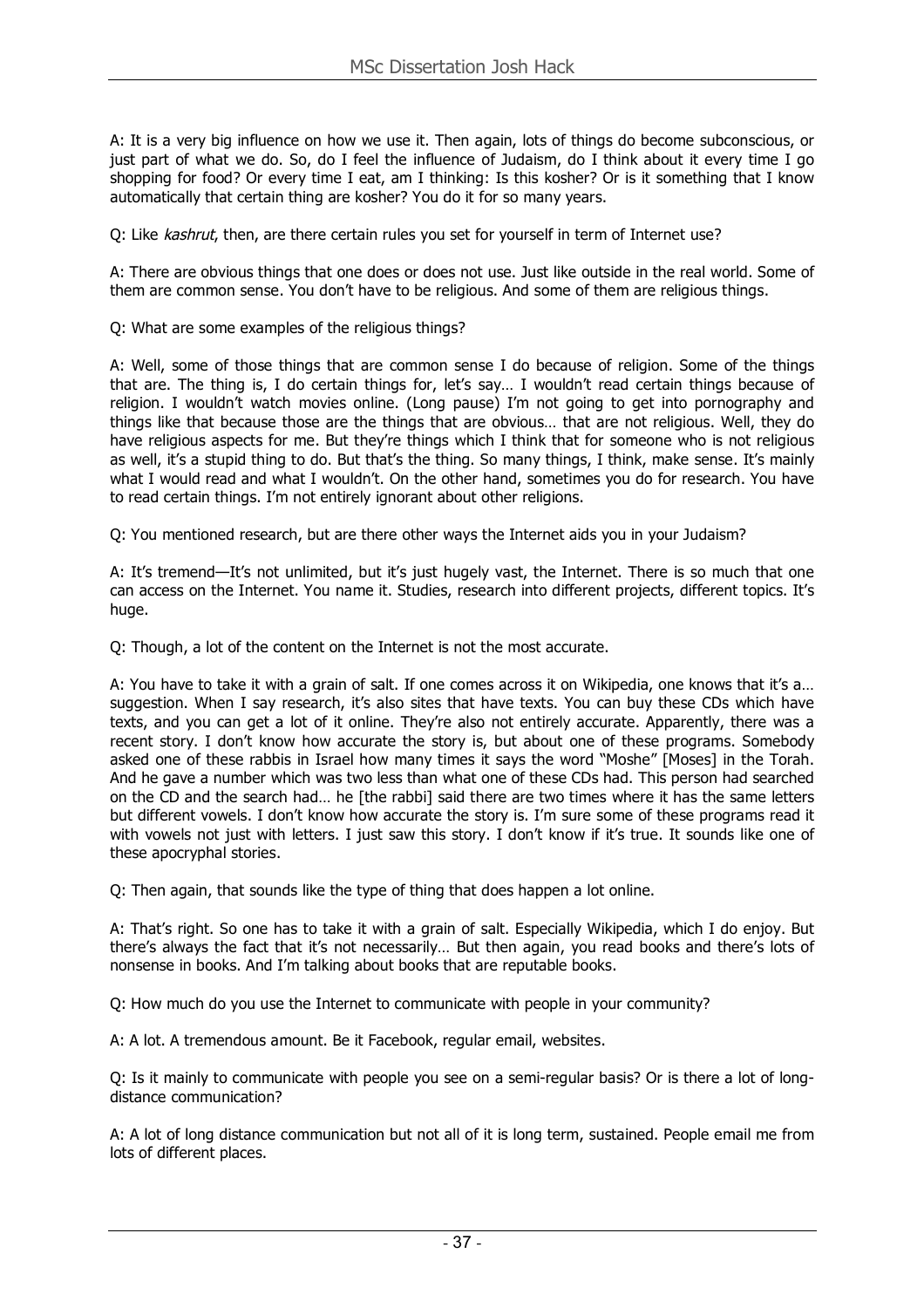A: It is a very big influence on how we use it. Then again, lots of things do become subconscious, or just part of what we do. So, do I feel the influence of Judaism, do I think about it every time I go shopping for food? Or every time I eat, am I thinking: Is this kosher? Or is it something that I know automatically that certain thing are kosher? You do it for so many years.

Q: Like *kashrut*, then, are there certain rules you set for yourself in term of Internet use?

A: There are obvious things that one does or does not use. Just like outside in the real world. Some of them are common sense. You don't have to be religious. And some of them are religious things.

Q: What are some examples of the religious things?

A: Well, some of those things that are common sense I do because of religion. Some of the things that are. The thing is, I do certain things for, let's say… I wouldn't read certain things because of religion. I wouldn't watch movies online. (Long pause) I'm not going to get into pornography and things like that because those are the things that are obvious… that are not religious. Well, they do have religious aspects for me. But they're things which I think that for someone who is not religious as well, it's a stupid thing to do. But that's the thing. So many things, I think, make sense. It's mainly what I would read and what I wouldn't. On the other hand, sometimes you do for research. You have to read certain things. I'm not entirely ignorant about other religions.

Q: You mentioned research, but are there other ways the Internet aids you in your Judaism?

A: It's tremend—It's not unlimited, but it's just hugely vast, the Internet. There is so much that one can access on the Internet. You name it. Studies, research into different projects, different topics. It's huge.

Q: Though, a lot of the content on the Internet is not the most accurate.

A: You have to take it with a grain of salt. If one comes across it on Wikipedia, one knows that it's a… suggestion. When I say research, it's also sites that have texts. You can buy these CDs which have texts, and you can get a lot of it online. They're also not entirely accurate. Apparently, there was a recent story. I don't know how accurate the story is, but about one of these programs. Somebody asked one of these rabbis in Israel how many times it says the word "Moshe" [Moses] in the Torah. And he gave a number which was two less than what one of these CDs had. This person had searched on the CD and the search had… he [the rabbi] said there are two times where it has the same letters but different vowels. I don't know how accurate the story is. I'm sure some of these programs read it with vowels not just with letters. I just saw this story. I don't know if it's true. It sounds like one of these apocryphal stories.

Q: Then again, that sounds like the type of thing that does happen a lot online.

A: That's right. So one has to take it with a grain of salt. Especially Wikipedia, which I do enjoy. But there's always the fact that it's not necessarily… But then again, you read books and there's lots of nonsense in books. And I'm talking about books that are reputable books.

Q: How much do you use the Internet to communicate with people in your community?

A: A lot. A tremendous amount. Be it Facebook, regular email, websites.

Q: Is it mainly to communicate with people you see on a semi-regular basis? Or is there a lot of long-distance communication?

A: A lot of long distance communication but not all of it is long term, sustained. People email me from lots of different places.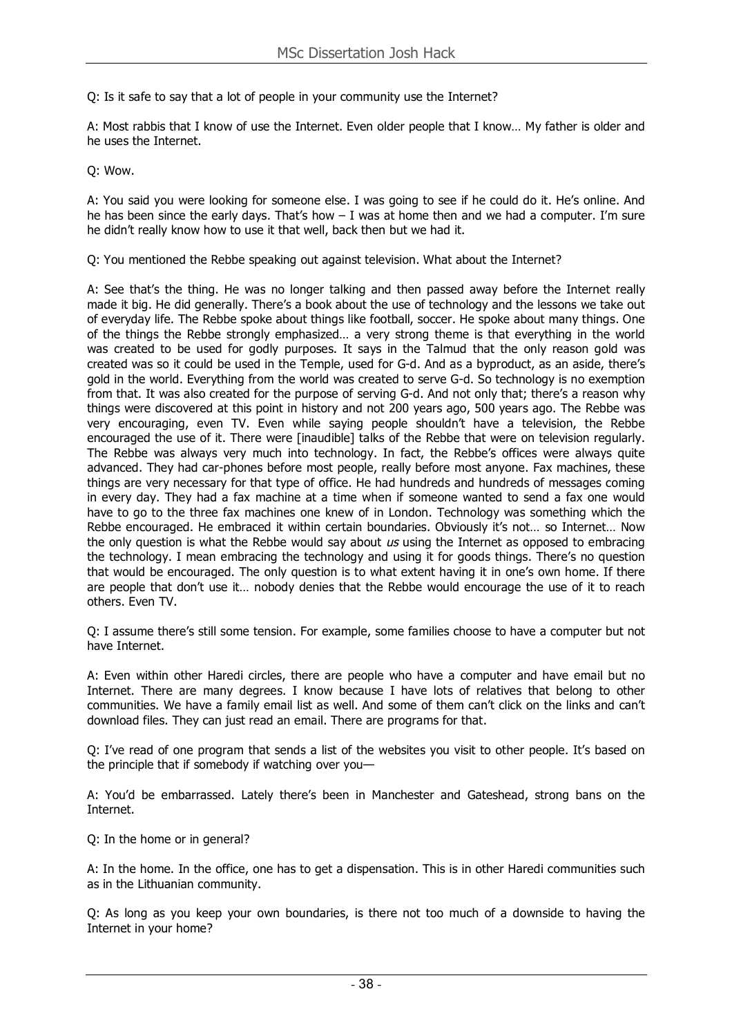Q: Is it safe to say that a lot of people in your community use the Internet?

A: Most rabbis that I know of use the Internet. Even older people that I know… My father is older and he uses the Internet.

Q: Wow.

A: You said you were looking for someone else. I was going to see if he could do it. He's online. And he has been since the early days. That's how – I was at home then and we had a computer. I'm sure he didn't really know how to use it that well, back then but we had it.

Q: You mentioned the Rebbe speaking out against television. What about the Internet?

A: See that's the thing. He was no longer talking and then passed away before the Internet really made it big. He did generally. There's a book about the use of technology and the lessons we take out of everyday life. The Rebbe spoke about things like football, soccer. He spoke about many things. One of the things the Rebbe strongly emphasized… a very strong theme is that everything in the world was created to be used for godly purposes. It says in the Talmud that the only reason gold was created was so it could be used in the Temple, used for G-d. And as a byproduct, as an aside, there's gold in the world. Everything from the world was created to serve G-d. So technology is no exemption from that. It was also created for the purpose of serving G-d. And not only that; there's a reason why things were discovered at this point in history and not 200 years ago, 500 years ago. The Rebbe was very encouraging, even TV. Even while saying people shouldn't have a television, the Rebbe encouraged the use of it. There were [inaudible] talks of the Rebbe that were on television regularly. The Rebbe was always very much into technology. In fact, the Rebbe's offices were always quite advanced. They had car-phones before most people, really before most anyone. Fax machines, these things are very necessary for that type of office. He had hundreds and hundreds of messages coming in every day. They had a fax machine at a time when if someone wanted to send a fax one would have to go to the three fax machines one knew of in London. Technology was something which the Rebbe encouraged. He embraced it within certain boundaries. Obviously it's not… so Internet… Now the only question is what the Rebbe would say about *us* using the Internet as opposed to embracing the technology. I mean embracing the technology and using it for goods things. There's no question that would be encouraged. The only question is to what extent having it in one's own home. If there are people that don't use it… nobody denies that the Rebbe would encourage the use of it to reach others. Even TV.

Q: I assume there's still some tension. For example, some families choose to have a computer but not have Internet.

A: Even within other Haredi circles, there are people who have a computer and have email but no Internet. There are many degrees. I know because I have lots of relatives that belong to other communities. We have a family email list as well. And some of them can't click on the links and can't download files. They can just read an email. There are programs for that.

Q: I've read of one program that sends a list of the websites you visit to other people. It's based on the principle that if somebody if watching over you—

A: You'd be embarrassed. Lately there's been in Manchester and Gateshead, strong bans on the Internet.

Q: In the home or in general?

A: In the home. In the office, one has to get a dispensation. This is in other Haredi communities such as in the Lithuanian community.

Q: As long as you keep your own boundaries, is there not too much of a downside to having the Internet in your home?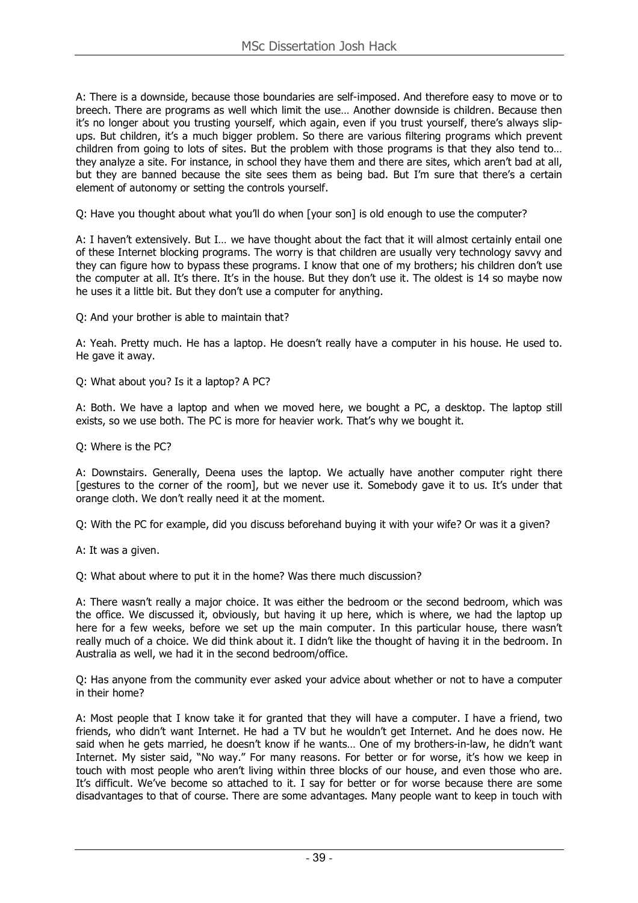A: There is a downside, because those boundaries are self-imposed. And therefore easy to move or to breech. There are programs as well which limit the use… Another downside is children. Because then it's no longer about you trusting yourself, which again, even if you trust yourself, there's always slip-ups. But children, it's a much bigger problem. So there are various filtering programs which prevent children from going to lots of sites. But the problem with those programs is that they also tend to… they analyze a site. For instance, in school they have them and there are sites, which aren't bad at all, but they are banned because the site sees them as being bad. But I'm sure that there's a certain element of autonomy or setting the controls yourself.

Q: Have you thought about what you'll do when [your son] is old enough to use the computer?

A: I haven't extensively. But I… we have thought about the fact that it will almost certainly entail one of these Internet blocking programs. The worry is that children are usually very technology savvy and they can figure how to bypass these programs. I know that one of my brothers; his children don't use the computer at all. It's there. It's in the house. But they don't use it. The oldest is 14 so maybe now he uses it a little bit. But they don't use a computer for anything.

Q: And your brother is able to maintain that?

A: Yeah. Pretty much. He has a laptop. He doesn't really have a computer in his house. He used to. He gave it away.

Q: What about you? Is it a laptop? A PC?

A: Both. We have a laptop and when we moved here, we bought a PC, a desktop. The laptop still exists, so we use both. The PC is more for heavier work. That's why we bought it.

Q: Where is the PC?

A: Downstairs. Generally, Deena uses the laptop. We actually have another computer right there [gestures to the corner of the room], but we never use it. Somebody gave it to us. It's under that orange cloth. We don't really need it at the moment.

Q: With the PC for example, did you discuss beforehand buying it with your wife? Or was it a given?

A: It was a given.

Q: What about where to put it in the home? Was there much discussion?

A: There wasn't really a major choice. It was either the bedroom or the second bedroom, which was the office. We discussed it, obviously, but having it up here, which is where, we had the laptop up here for a few weeks, before we set up the main computer. In this particular house, there wasn't really much of a choice. We did think about it. I didn't like the thought of having it in the bedroom. In Australia as well, we had it in the second bedroom/office.

Q: Has anyone from the community ever asked your advice about whether or not to have a computer in their home?

A: Most people that I know take it for granted that they will have a computer. I have a friend, two friends, who didn't want Internet. He had a TV but he wouldn't get Internet. And he does now. He said when he gets married, he doesn't know if he wants… One of my brothers-in-law, he didn't want Internet. My sister said, "No way." For many reasons. For better or for worse, it's how we keep in touch with most people who aren't living within three blocks of our house, and even those who are. It's difficult. We've become so attached to it. I say for better or for worse because there are some disadvantages to that of course. There are some advantages. Many people want to keep in touch with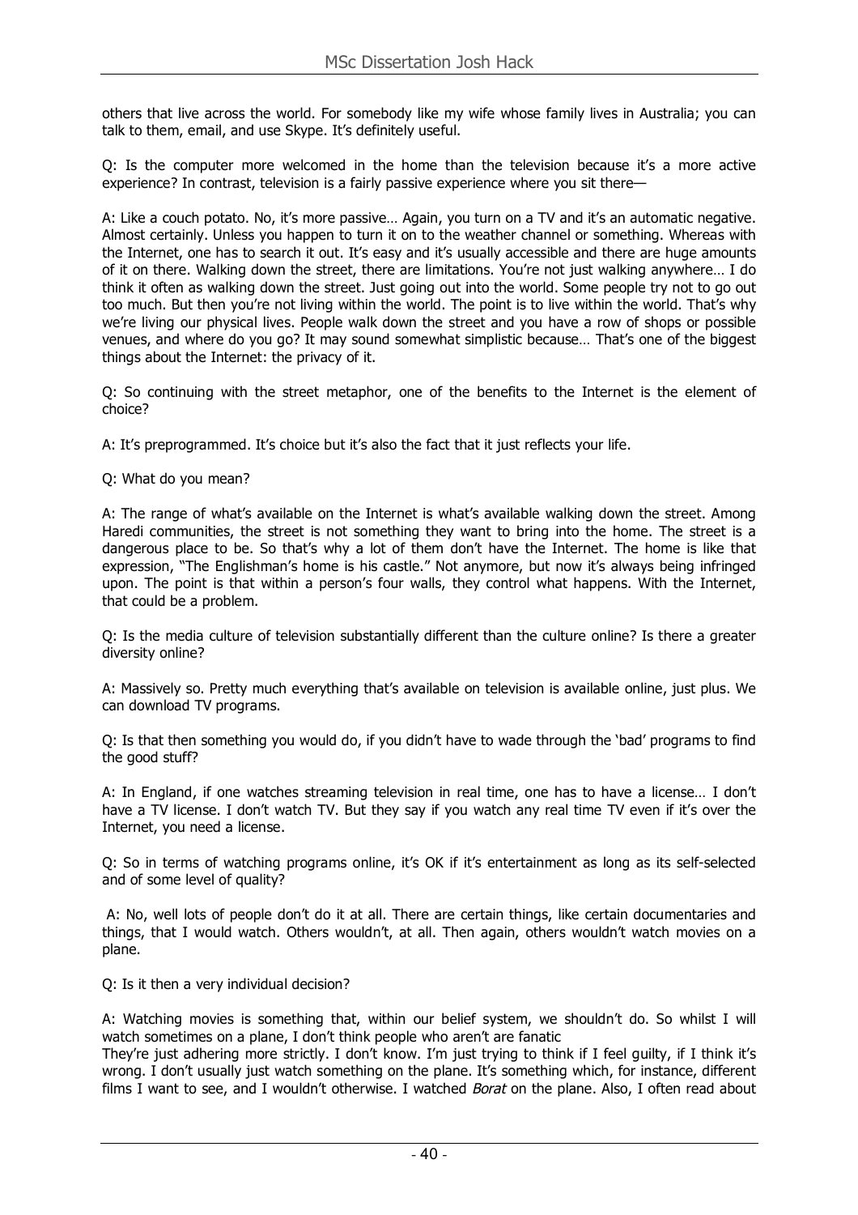others that live across the world. For somebody like my wife whose family lives in Australia; you can talk to them, email, and use Skype. It's definitely useful.

Q: Is the computer more welcomed in the home than the television because it's a more active experience? In contrast, television is a fairly passive experience where you sit there—

A: Like a couch potato. No, it's more passive… Again, you turn on a TV and it's an automatic negative. Almost certainly. Unless you happen to turn it on to the weather channel or something. Whereas with the Internet, one has to search it out. It's easy and it's usually accessible and there are huge amounts of it on there. Walking down the street, there are limitations. You're not just walking anywhere… I do think it often as walking down the street. Just going out into the world. Some people try not to go out too much. But then you're not living within the world. The point is to live within the world. That's why we're living our physical lives. People walk down the street and you have a row of shops or possible venues, and where do you go? It may sound somewhat simplistic because… That's one of the biggest things about the Internet: the privacy of it.

Q: So continuing with the street metaphor, one of the benefits to the Internet is the element of choice?

A: It's preprogrammed. It's choice but it's also the fact that it just reflects your life.

Q: What do you mean?

A: The range of what's available on the Internet is what's available walking down the street. Among Haredi communities, the street is not something they want to bring into the home. The street is a dangerous place to be. So that's why a lot of them don't have the Internet. The home is like that expression, "The Englishman's home is his castle." Not anymore, but now it's always being infringed upon. The point is that within a person's four walls, they control what happens. With the Internet, that could be a problem.

Q: Is the media culture of television substantially different than the culture online? Is there a greater diversity online?

A: Massively so. Pretty much everything that's available on television is available online, just plus. We can download TV programs.

Q: Is that then something you would do, if you didn't have to wade through the 'bad' programs to find the good stuff?

A: In England, if one watches streaming television in real time, one has to have a license… I don't have a TV license. I don't watch TV. But they say if you watch any real time TV even if it's over the Internet, you need a license.

Q: So in terms of watching programs online, it's OK if it's entertainment as long as its self-selected and of some level of quality?

A: No, well lots of people don't do it at all. There are certain things, like certain documentaries and things, that I would watch. Others wouldn't, at all. Then again, others wouldn't watch movies on a plane.

Q: Is it then a very individual decision?

A: Watching movies is something that, within our belief system, we shouldn't do. So whilst I will watch sometimes on a plane, I don't think people who aren't are fanatic
They're just adhering more strictly. I don't know. I'm just trying to think if I feel guilty, if I think it's wrong. I don't usually just watch something on the plane. It's something which, for instance, different films I want to see, and I wouldn't otherwise. I watched *Borat* on the plane. Also, I often read about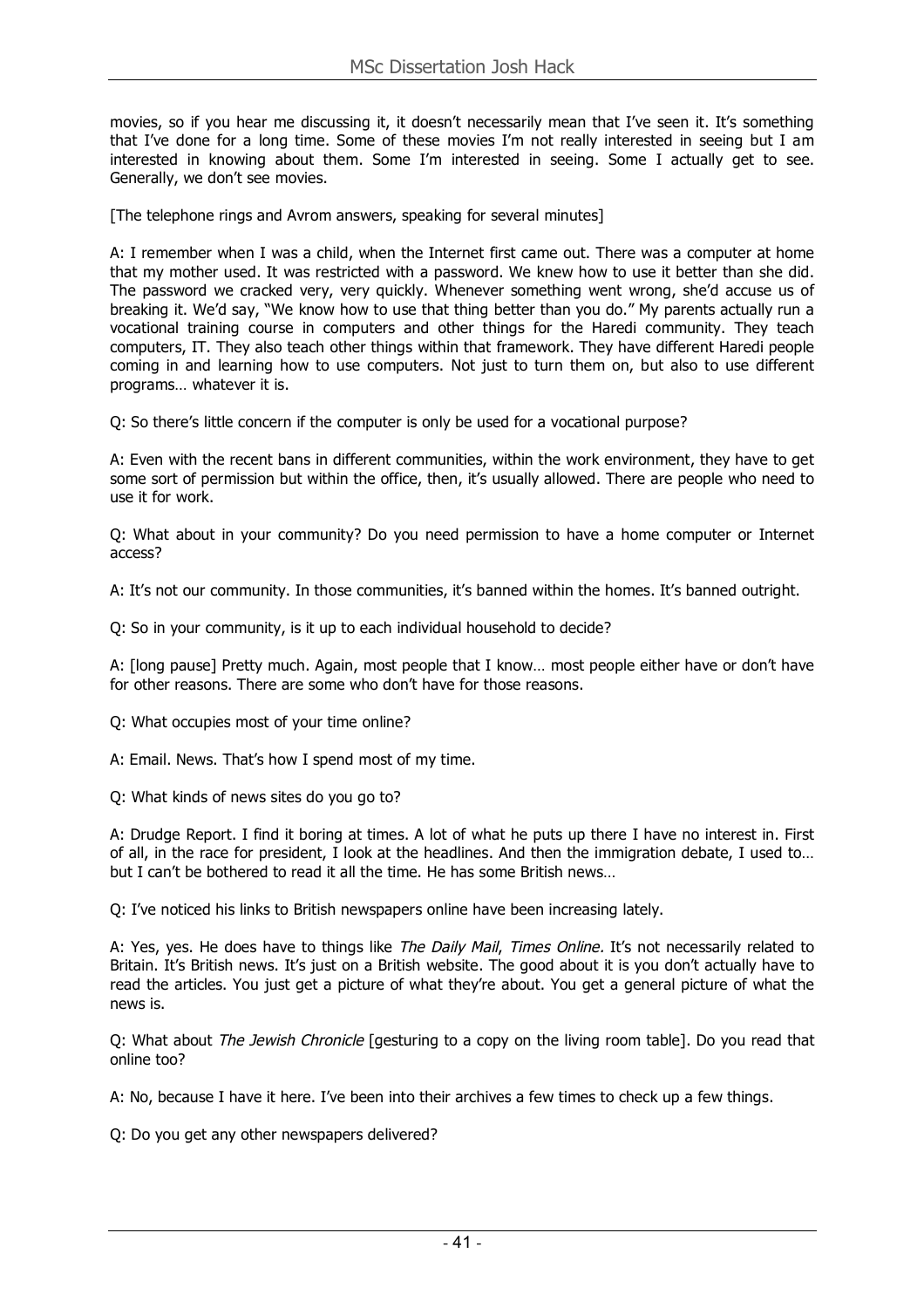movies, so if you hear me discussing it, it doesn't necessarily mean that I've seen it. It's something that I've done for a long time. Some of these movies I'm not really interested in seeing but I am interested in knowing about them. Some I'm interested in seeing. Some I actually get to see. Generally, we don't see movies.

[The telephone rings and Avrom answers, speaking for several minutes]

A: I remember when I was a child, when the Internet first came out. There was a computer at home that my mother used. It was restricted with a password. We knew how to use it better than she did. The password we cracked very, very quickly. Whenever something went wrong, she'd accuse us of breaking it. We'd say, "We know how to use that thing better than you do." My parents actually run a vocational training course in computers and other things for the Haredi community. They teach computers, IT. They also teach other things within that framework. They have different Haredi people coming in and learning how to use computers. Not just to turn them on, but also to use different programs… whatever it is.

Q: So there's little concern if the computer is only be used for a vocational purpose?

A: Even with the recent bans in different communities, within the work environment, they have to get some sort of permission but within the office, then, it's usually allowed. There are people who need to use it for work.

Q: What about in your community? Do you need permission to have a home computer or Internet access?

A: It's not our community. In those communities, it's banned within the homes. It's banned outright.

Q: So in your community, is it up to each individual household to decide?

A: [long pause] Pretty much. Again, most people that I know… most people either have or don't have for other reasons. There are some who don't have for those reasons.

Q: What occupies most of your time online?

A: Email. News. That's how I spend most of my time.

Q: What kinds of news sites do you go to?

A: Drudge Report. I find it boring at times. A lot of what he puts up there I have no interest in. First of all, in the race for president, I look at the headlines. And then the immigration debate, I used to… but I can't be bothered to read it all the time. He has some British news…

Q: I've noticed his links to British newspapers online have been increasing lately.

A: Yes, yes. He does have to things like *The Daily Mail*, *Times Online.* It's not necessarily related to Britain. It's British news. It's just on a British website. The good about it is you don't actually have to read the articles. You just get a picture of what they're about. You get a general picture of what the news is.

Q: What about *The Jewish Chronicle* [gesturing to a copy on the living room table]. Do you read that online too?

A: No, because I have it here. I've been into their archives a few times to check up a few things.

Q: Do you get any other newspapers delivered?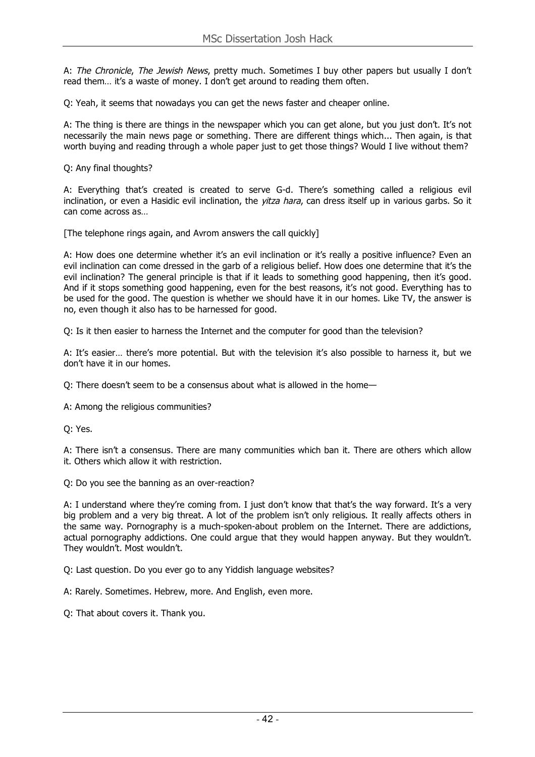A: *The Chronicle*, *The Jewish News*, pretty much. Sometimes I buy other papers but usually I don't read them… it's a waste of money. I don't get around to reading them often.

Q: Yeah, it seems that nowadays you can get the news faster and cheaper online.

A: The thing is there are things in the newspaper which you can get alone, but you just don't. It's not necessarily the main news page or something. There are different things which... Then again, is that worth buying and reading through a whole paper just to get those things? Would I live without them?

Q: Any final thoughts?

A: Everything that's created is created to serve G-d. There's something called a religious evil inclination, or even a Hasidic evil inclination, the *yitza hara*, can dress itself up in various garbs. So it can come across as…

[The telephone rings again, and Avrom answers the call quickly]

A: How does one determine whether it's an evil inclination or it's really a positive influence? Even an evil inclination can come dressed in the garb of a religious belief. How does one determine that it's the evil inclination? The general principle is that if it leads to something good happening, then it's good. And if it stops something good happening, even for the best reasons, it's not good. Everything has to be used for the good. The question is whether we should have it in our homes. Like TV, the answer is no, even though it also has to be harnessed for good.

Q: Is it then easier to harness the Internet and the computer for good than the television?

A: It's easier… there's more potential. But with the television it's also possible to harness it, but we don't have it in our homes.

Q: There doesn't seem to be a consensus about what is allowed in the home—

A: Among the religious communities?

Q: Yes.

A: There isn't a consensus. There are many communities which ban it. There are others which allow it. Others which allow it with restriction.

Q: Do you see the banning as an over-reaction?

A: I understand where they're coming from. I just don't know that that's the way forward. It's a very big problem and a very big threat. A lot of the problem isn't only religious. It really affects others in the same way. Pornography is a much-spoken-about problem on the Internet. There are addictions, actual pornography addictions. One could argue that they would happen anyway. But they wouldn't. They wouldn't. Most wouldn't.

Q: Last question. Do you ever go to any Yiddish language websites?

A: Rarely. Sometimes. Hebrew, more. And English, even more.

Q: That about covers it. Thank you.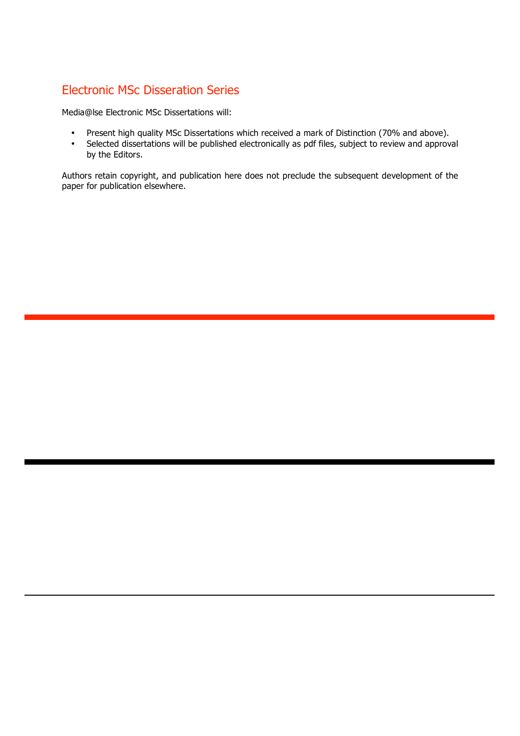## Electronic MSc Disseration Series

Media@lse Electronic MSc Dissertations will:

- Present high quality MSc Dissertations which received a mark of Distinction (70% and above).
- Selected dissertations will be published electronically as pdf files, subject to review and approval by the Editors.

Authors retain copyright, and publication here does not preclude the subsequent development of the paper for publication elsewhere.